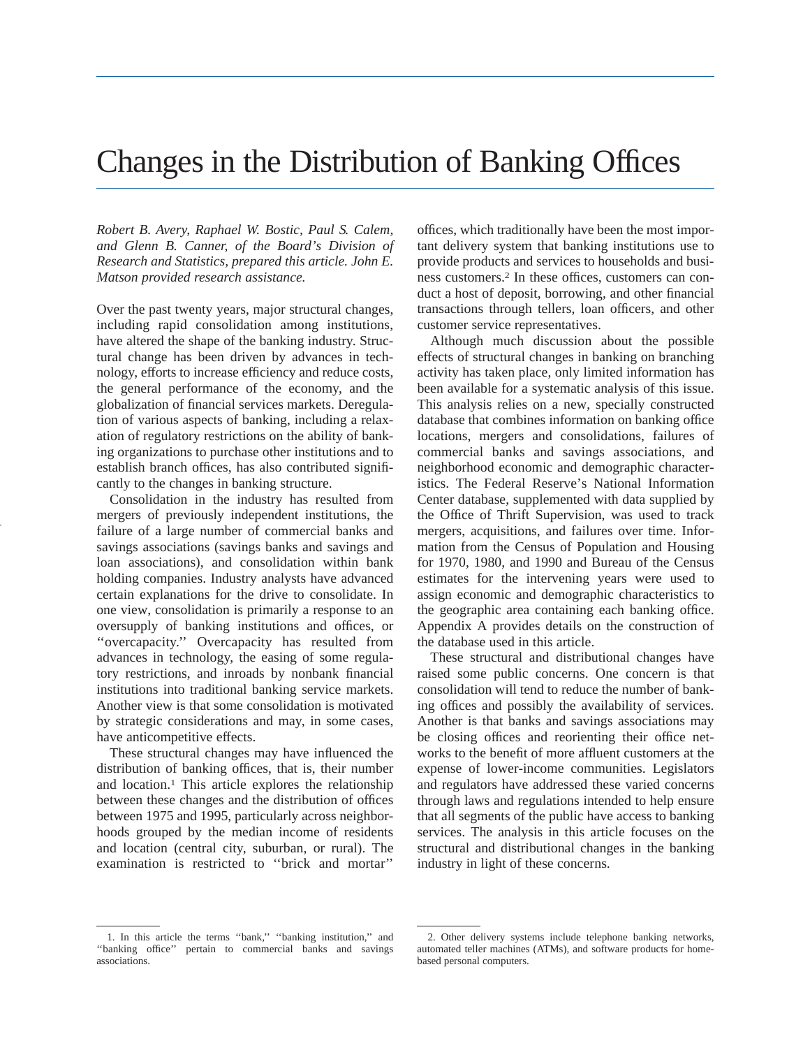# Changes in the Distribution of Banking Offices

*Robert B. Avery, Raphael W. Bostic, Paul S. Calem, and Glenn B. Canner, of the Board's Division of Research and Statistics, prepared this article. John E. Matson provided research assistance.*

Over the past twenty years, major structural changes, including rapid consolidation among institutions, have altered the shape of the banking industry. Structural change has been driven by advances in technology, efforts to increase efficiency and reduce costs, the general performance of the economy, and the globalization of financial services markets. Deregulation of various aspects of banking, including a relaxation of regulatory restrictions on the ability of banking organizations to purchase other institutions and to establish branch offices, has also contributed significantly to the changes in banking structure.

Consolidation in the industry has resulted from mergers of previously independent institutions, the failure of a large number of commercial banks and savings associations (savings banks and savings and loan associations), and consolidation within bank holding companies. Industry analysts have advanced certain explanations for the drive to consolidate. In one view, consolidation is primarily a response to an oversupply of banking institutions and offices, or ''overcapacity.'' Overcapacity has resulted from advances in technology, the easing of some regulatory restrictions, and inroads by nonbank financial institutions into traditional banking service markets. Another view is that some consolidation is motivated by strategic considerations and may, in some cases, have anticompetitive effects.

These structural changes may have influenced the distribution of banking offices, that is, their number and location.[1] This article explores the relationship between these changes and the distribution of offices between 1975 and 1995, particularly across neighborhoods grouped by the median income of residents and location (central city, suburban, or rural). The examination is restricted to ''brick and mortar'' offices, which traditionally have been the most important delivery system that banking institutions use to provide products and services to households and business customers.[2] In these offices, customers can conduct a host of deposit, borrowing, and other financial transactions through tellers, loan officers, and other customer service representatives.

Although much discussion about the possible effects of structural changes in banking on branching activity has taken place, only limited information has been available for a systematic analysis of this issue. This analysis relies on a new, specially constructed database that combines information on banking office locations, mergers and consolidations, failures of commercial banks and savings associations, and neighborhood economic and demographic characteristics. The Federal Reserve's National Information Center database, supplemented with data supplied by the Office of Thrift Supervision, was used to track mergers, acquisitions, and failures over time. Information from the Census of Population and Housing for 1970, 1980, and 1990 and Bureau of the Census estimates for the intervening years were used to assign economic and demographic characteristics to the geographic area containing each banking office. Appendix A provides details on the construction of the database used in this article.

These structural and distributional changes have raised some public concerns. One concern is that consolidation will tend to reduce the number of banking offices and possibly the availability of services. Another is that banks and savings associations may be closing offices and reorienting their office networks to the benefit of more affluent customers at the expense of lower-income communities. Legislators and regulators have addressed these varied concerns through laws and regulations intended to help ensure that all segments of the public have access to banking services. The analysis in this article focuses on the structural and distributional changes in the banking industry in light of these concerns.

---

1. In this article the terms ''bank,'' ''banking institution,'' and ''banking office'' pertain to commercial banks and savings associations.

2. Other delivery systems include telephone banking networks, automated teller machines (ATMs), and software products for home-based personal computers.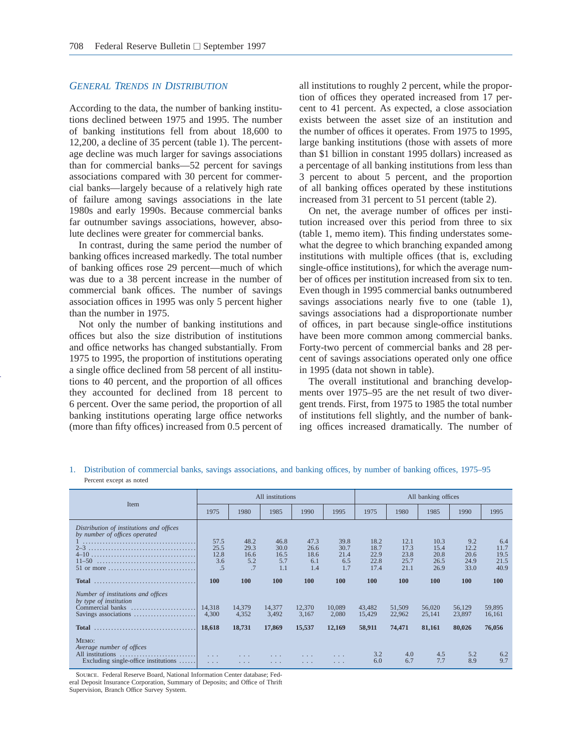### *General Trends in Distribution*

According to the data, the number of banking institutions declined between 1975 and 1995. The number of banking institutions fell from about 18,600 to 12,200, a decline of 35 percent (table 1). The percentage decline was much larger for savings associations than for commercial banks—52 percent for savings associations compared with 30 percent for commercial banks—largely because of a relatively high rate of failure among savings associations in the late 1980s and early 1990s. Because commercial banks far outnumber savings associations, however, absolute declines were greater for commercial banks.

In contrast, during the same period the number of banking offices increased markedly. The total number of banking offices rose 29 percent—much of which was due to a 38 percent increase in the number of commercial bank offices. The number of savings association offices in 1995 was only 5 percent higher than the number in 1975.

Not only the number of banking institutions and offices but also the size distribution of institutions and office networks has changed substantially. From 1975 to 1995, the proportion of institutions operating a single office declined from 58 percent of all institutions to 40 percent, and the proportion of all offices they accounted for declined from 18 percent to 6 percent. Over the same period, the proportion of all banking institutions operating large office networks (more than fifty offices) increased from 0.5 percent of all institutions to roughly 2 percent, while the proportion of offices they operated increased from 17 percent to 41 percent. As expected, a close association exists between the asset size of an institution and the number of offices it operates. From 1975 to 1995, large banking institutions (those with assets of more than $1 billion in constant 1995 dollars) increased as a percentage of all banking institutions from less than 3 percent to about 5 percent, and the proportion of all banking offices operated by these institutions increased from 31 percent to 51 percent (table 2).

On net, the average number of offices per institution increased over this period from three to six (table 1, memo item). This finding understates somewhat the degree to which branching expanded among institutions with multiple offices (that is, excluding single-office institutions), for which the average number of offices per institution increased from six to ten. Even though in 1995 commercial banks outnumbered savings associations nearly five to one (table 1), savings associations had a disproportionate number of offices, in part because single-office institutions have been more common among commercial banks. Forty-two percent of commercial banks and 28 percent of savings associations operated only one office in 1995 (data not shown in table).

The overall institutional and branching developments over 1975–95 are the net result of two divergent trends. First, from 1975 to 1985 the total number of institutions fell slightly, and the number of banking offices increased dramatically. The number of

1. Distribution of commercial banks, savings associations, and banking offices, by number of banking offices, 1975–95

Percent except as noted

| Item | All institutions | | | | | All banking offices | | | | |
|---|---|---|---|---|---|---|---|---|---|---|
| | 1975 | 1980 | 1985 | 1990 | 1995 | 1975 | 1980 | 1985 | 1990 | 1995 |
| *Distribution of institutions and offices by number of offices operated* | | | | | | | | | | |
| 1 | 57.5 | 48.2 | 46.8 | 47.3 | 39.8 | 18.2 | 12.1 | 10.3 | 9.2 | 6.4 |
| 2–3 | 25.5 | 29.3 | 30.0 | 26.6 | 30.7 | 18.7 | 17.3 | 15.4 | 12.2 | 11.7 |
| 4–10 | 12.8 | 16.6 | 16.5 | 18.6 | 21.4 | 22.9 | 23.8 | 20.8 | 20.6 | 19.5 |
| 11–50 | 3.6 | 5.2 | 5.7 | 6.1 | 6.5 | 22.8 | 25.7 | 26.5 | 24.9 | 21.5 |
| 51 or more | .5 | .7 | 1.1 | 1.4 | 1.7 | 17.4 | 21.1 | 26.9 | 33.0 | 40.9 |
| **Total** | **100** | **100** | **100** | **100** | **100** | **100** | **100** | **100** | **100** | **100** |
| *Number of institutions and offices by type of institution* | | | | | | | | | | |
| Commercial banks | 14,318 | 14,379 | 14,377 | 12,370 | 10,089 | 43,482 | 51,509 | 56,020 | 56,129 | 59,895 |
| Savings associations | 4,300 | 4,352 | 3,492 | 3,167 | 2,080 | 15,429 | 22,962 | 25,141 | 23,897 | 16,161 |
| **Total** | **18,618** | **18,731** | **17,869** | **15,537** | **12,169** | **58,911** | **74,471** | **81,161** | **80,026** | **76,056** |
| MEMO: *Average number of offices* | | | | | | | | | | |
| All institutions | ... | ... | ... | ... | ... | 3.2 | 4.0 | 4.5 | 5.2 | 6.2 |
| Excluding single-office institutions | ... | ... | ... | ... | ... | 6.0 | 6.7 | 7.7 | 8.9 | 9.7 |

SOURCE. Federal Reserve Board, National Information Center database; Federal Deposit Insurance Corporation, Summary of Deposits; and Office of Thrift Supervision, Branch Office Survey System.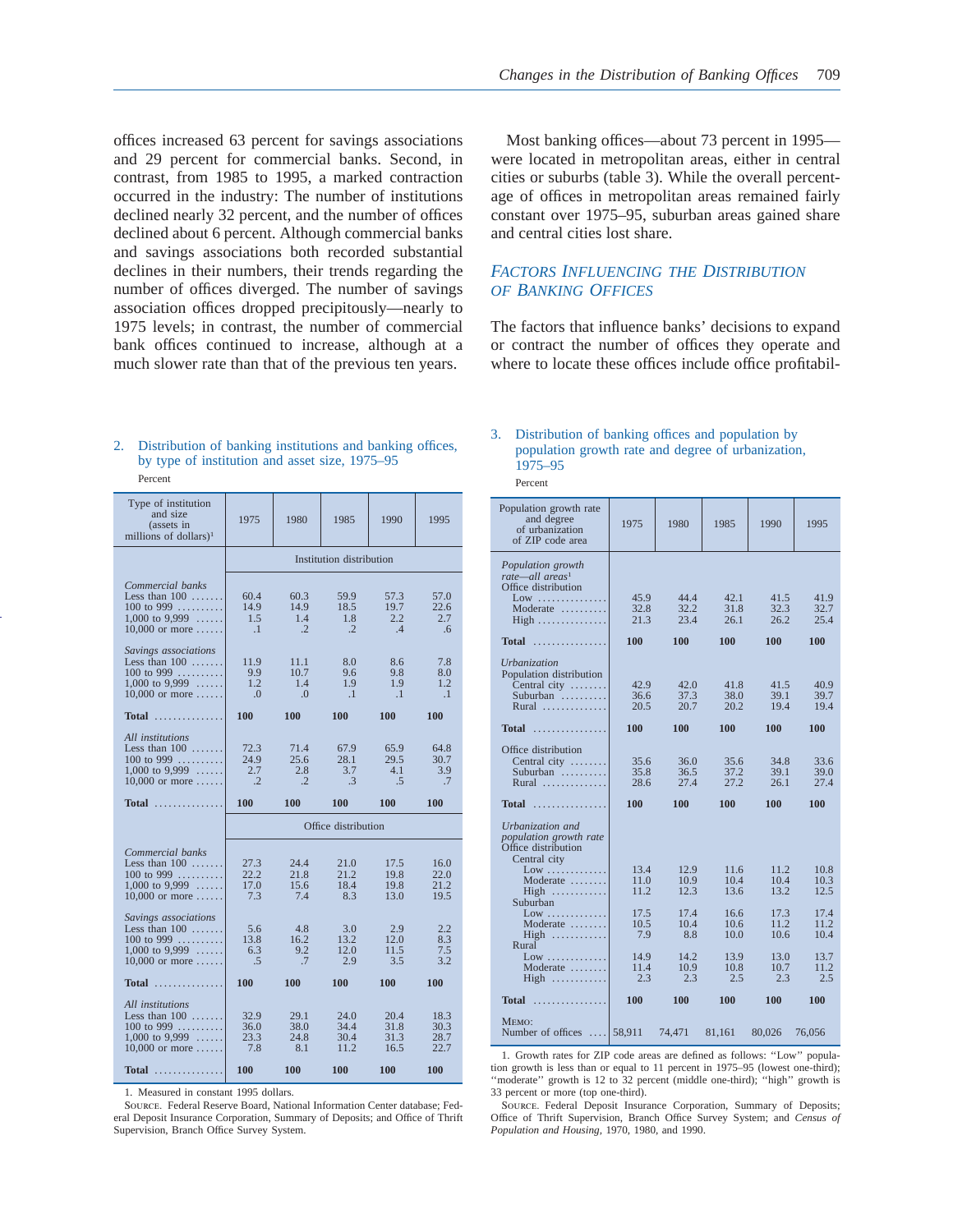offices increased 63 percent for savings associations and 29 percent for commercial banks. Second, in contrast, from 1985 to 1995, a marked contraction occurred in the industry: The number of institutions declined nearly 32 percent, and the number of offices declined about 6 percent. Although commercial banks and savings associations both recorded substantial declines in their numbers, their trends regarding the number of offices diverged. The number of savings association offices dropped precipitously—nearly to 1975 levels; in contrast, the number of commercial bank offices continued to increase, although at a much slower rate than that of the previous ten years.

Most banking offices—about 73 percent in 1995—were located in metropolitan areas, either in central cities or suburbs (table 3). While the overall percentage of offices in metropolitan areas remained fairly constant over 1975–95, suburban areas gained share and central cities lost share.

## *Factors Influencing the Distribution of Banking Offices*

The factors that influence banks' decisions to expand or contract the number of offices they operate and where to locate these offices include office profitabil-

2. Distribution of banking institutions and banking offices, by type of institution and asset size, 1975–95

Percent

| Type of institution and size (assets in millions of dollars)[1] | 1975 | 1980 | 1985 | 1990 | 1995 |
|---|---|---|---|---|---|
| | Institution distribution | | | | |
| *Commercial banks* | | | | | |
| Less than 100 | 60.4 | 60.3 | 59.9 | 57.3 | 57.0 |
| 100 to 999 | 14.9 | 14.9 | 18.5 | 19.7 | 22.6 |
| 1,000 to 9,999 | 1.5 | 1.4 | 1.8 | 2.2 | 2.7 |
| 10,000 or more | .1 | .2 | .2 | .4 | .6 |
| *Savings associations* | | | | | |
| Less than 100 | 11.9 | 11.1 | 8.0 | 8.6 | 7.8 |
| 100 to 999 | 9.9 | 10.7 | 9.6 | 9.8 | 8.0 |
| 1,000 to 9,999 | 1.2 | 1.4 | 1.9 | 1.9 | 1.2 |
| 10,000 or more | .0 | .0 | .1 | .1 | .1 |
| **Total** | **100** | **100** | **100** | **100** | **100** |
| *All institutions* | | | | | |
| Less than 100 | 72.3 | 71.4 | 67.9 | 65.9 | 64.8 |
| 100 to 999 | 24.9 | 25.6 | 28.1 | 29.5 | 30.7 |
| 1,000 to 9,999 | 2.7 | 2.8 | 3.7 | 4.1 | 3.9 |
| 10,000 or more | .2 | .2 | .3 | .5 | .7 |
| **Total** | **100** | **100** | **100** | **100** | **100** |
| | Office distribution | | | | |
| *Commercial banks* | | | | | |
| Less than 100 | 27.3 | 24.4 | 21.0 | 17.5 | 16.0 |
| 100 to 999 | 22.2 | 21.8 | 21.2 | 19.8 | 22.0 |
| 1,000 to 9,999 | 17.0 | 15.6 | 18.4 | 19.8 | 21.2 |
| 10,000 or more | 7.3 | 7.4 | 8.3 | 13.0 | 19.5 |
| *Savings associations* | | | | | |
| Less than 100 | 5.6 | 4.8 | 3.0 | 2.9 | 2.2 |
| 100 to 999 | 13.8 | 16.2 | 13.2 | 12.0 | 8.3 |
| 1,000 to 9,999 | 6.3 | 9.2 | 12.0 | 11.5 | 7.5 |
| 10,000 or more | .5 | .7 | 2.9 | 3.5 | 3.2 |
| **Total** | **100** | **100** | **100** | **100** | **100** |
| *All institutions* | | | | | |
| Less than 100 | 32.9 | 29.1 | 24.0 | 20.4 | 18.3 |
| 100 to 999 | 36.0 | 38.0 | 34.4 | 31.8 | 30.3 |
| 1,000 to 9,999 | 23.3 | 24.8 | 30.4 | 31.3 | 28.7 |
| 10,000 or more | 7.8 | 8.1 | 11.2 | 16.5 | 22.7 |
| **Total** | **100** | **100** | **100** | **100** | **100** |

1. Measured in constant 1995 dollars.

Source. Federal Reserve Board, National Information Center database; Federal Deposit Insurance Corporation, Summary of Deposits; and Office of Thrift Supervision, Branch Office Survey System.

3. Distribution of banking offices and population by population growth rate and degree of urbanization, 1975–95

Percent

| Population growth rate and degree of urbanization of ZIP code area | 1975 | 1980 | 1985 | 1990 | 1995 |
|---|---|---|---|---|---|
| *Population growth rate—all areas*[1] | | | | | |
| Office distribution | | | | | |
| Low | 45.9 | 44.4 | 42.1 | 41.5 | 41.9 |
| Moderate | 32.8 | 32.2 | 31.8 | 32.3 | 32.7 |
| High | 21.3 | 23.4 | 26.1 | 26.2 | 25.4 |
| **Total** | **100** | **100** | **100** | **100** | **100** |
| *Urbanization* | | | | | |
| Population distribution | | | | | |
| Central city | 42.9 | 42.0 | 41.8 | 41.5 | 40.9 |
| Suburban | 36.6 | 37.3 | 38.0 | 39.1 | 39.7 |
| Rural | 20.5 | 20.7 | 20.2 | 19.4 | 19.4 |
| **Total** | **100** | **100** | **100** | **100** | **100** |
| Office distribution | | | | | |
| Central city | 35.6 | 36.0 | 35.6 | 34.8 | 33.6 |
| Suburban | 35.8 | 36.5 | 37.2 | 39.1 | 39.0 |
| Rural | 28.6 | 27.4 | 27.2 | 26.1 | 27.4 |
| **Total** | **100** | **100** | **100** | **100** | **100** |
| *Urbanization and population growth rate* | | | | | |
| Office distribution | | | | | |
| Central city | | | | | |
| Low | 13.4 | 12.9 | 11.6 | 11.2 | 10.8 |
| Moderate | 11.0 | 10.9 | 10.4 | 10.4 | 10.3 |
| High | 11.2 | 12.3 | 13.6 | 13.2 | 12.5 |
| Suburban | | | | | |
| Low | 17.5 | 17.4 | 16.6 | 17.3 | 17.4 |
| Moderate | 10.5 | 10.4 | 10.6 | 11.2 | 11.2 |
| High | 7.9 | 8.8 | 10.0 | 10.6 | 10.4 |
| Rural | | | | | |
| Low | 14.9 | 14.2 | 13.9 | 13.0 | 13.7 |
| Moderate | 11.4 | 10.9 | 10.8 | 10.7 | 11.2 |
| High | 2.3 | 2.3 | 2.5 | 2.3 | 2.5 |
| **Total** | **100** | **100** | **100** | **100** | **100** |
| Memo: Number of offices | 58,911 | 74,471 | 81,161 | 80,026 | 76,056 |

1. Growth rates for ZIP code areas are defined as follows: "Low" population growth is less than or equal to 11 percent in 1975–95 (lowest one-third); "moderate" growth is 12 to 32 percent (middle one-third); "high" growth is 33 percent or more (top one-third).

Source. Federal Deposit Insurance Corporation, Summary of Deposits; Office of Thrift Supervision, Branch Office Survey System; and *Census of Population and Housing*, 1970, 1980, and 1990.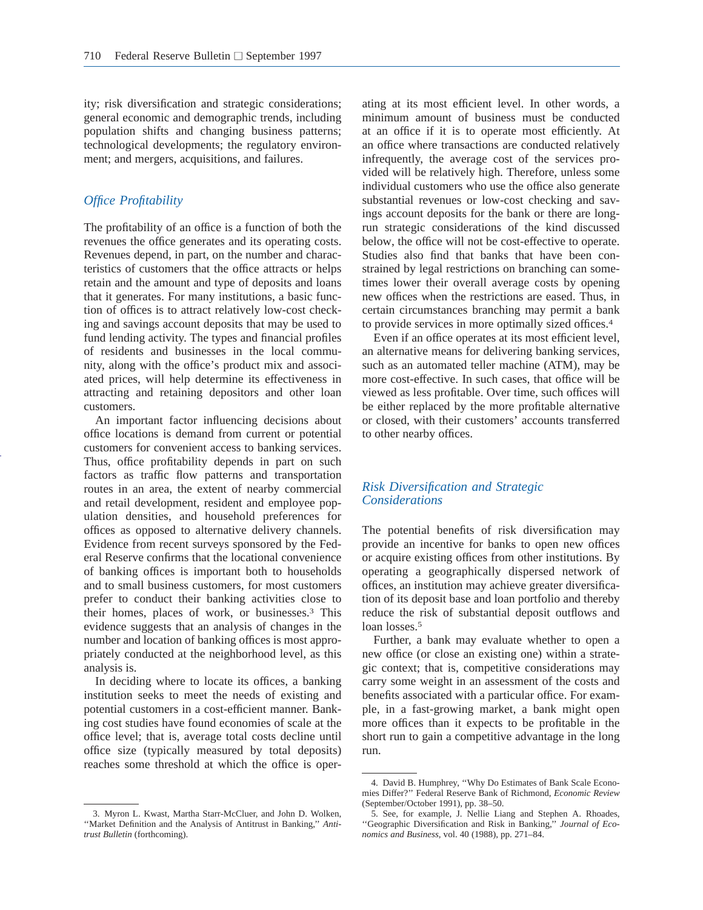ity; risk diversification and strategic considerations; general economic and demographic trends, including population shifts and changing business patterns; technological developments; the regulatory environment; and mergers, acquisitions, and failures.

## *Office Profitability*

The profitability of an office is a function of both the revenues the office generates and its operating costs. Revenues depend, in part, on the number and characteristics of customers that the office attracts or helps retain and the amount and type of deposits and loans that it generates. For many institutions, a basic function of offices is to attract relatively low-cost checking and savings account deposits that may be used to fund lending activity. The types and financial profiles of residents and businesses in the local community, along with the office's product mix and associated prices, will help determine its effectiveness in attracting and retaining depositors and other loan customers.

An important factor influencing decisions about office locations is demand from current or potential customers for convenient access to banking services. Thus, office profitability depends in part on such factors as traffic flow patterns and transportation routes in an area, the extent of nearby commercial and retail development, resident and employee population densities, and household preferences for offices as opposed to alternative delivery channels. Evidence from recent surveys sponsored by the Federal Reserve confirms that the locational convenience of banking offices is important both to households and to small business customers, for most customers prefer to conduct their banking activities close to their homes, places of work, or businesses.[3] This evidence suggests that an analysis of changes in the number and location of banking offices is most appropriately conducted at the neighborhood level, as this analysis is.

In deciding where to locate its offices, a banking institution seeks to meet the needs of existing and potential customers in a cost-efficient manner. Banking cost studies have found economies of scale at the office level; that is, average total costs decline until office size (typically measured by total deposits) reaches some threshold at which the office is operating at its most efficient level. In other words, a minimum amount of business must be conducted at an office if it is to operate most efficiently. At an office where transactions are conducted relatively infrequently, the average cost of the services provided will be relatively high. Therefore, unless some individual customers who use the office also generate substantial revenues or low-cost checking and savings account deposits for the bank or there are long-run strategic considerations of the kind discussed below, the office will not be cost-effective to operate. Studies also find that banks that have been constrained by legal restrictions on branching can sometimes lower their overall average costs by opening new offices when the restrictions are eased. Thus, in certain circumstances branching may permit a bank to provide services in more optimally sized offices.[4]

Even if an office operates at its most efficient level, an alternative means for delivering banking services, such as an automated teller machine (ATM), may be more cost-effective. In such cases, that office will be viewed as less profitable. Over time, such offices will be either replaced by the more profitable alternative or closed, with their customers' accounts transferred to other nearby offices.

## *Risk Diversification and Strategic Considerations*

The potential benefits of risk diversification may provide an incentive for banks to open new offices or acquire existing offices from other institutions. By operating a geographically dispersed network of offices, an institution may achieve greater diversification of its deposit base and loan portfolio and thereby reduce the risk of substantial deposit outflows and loan losses.[5]

Further, a bank may evaluate whether to open a new office (or close an existing one) within a strategic context; that is, competitive considerations may carry some weight in an assessment of the costs and benefits associated with a particular office. For example, in a fast-growing market, a bank might open more offices than it expects to be profitable in the short run to gain a competitive advantage in the long run.

---

3. Myron L. Kwast, Martha Starr-McCluer, and John D. Wolken, "Market Definition and the Analysis of Antitrust in Banking," *Antitrust Bulletin* (forthcoming).

4. David B. Humphrey, "Why Do Estimates of Bank Scale Economies Differ?" Federal Reserve Bank of Richmond, *Economic Review* (September/October 1991), pp. 38–50.

5. See, for example, J. Nellie Liang and Stephen A. Rhoades, "Geographic Diversification and Risk in Banking," *Journal of Economics and Business*, vol. 40 (1988), pp. 271–84.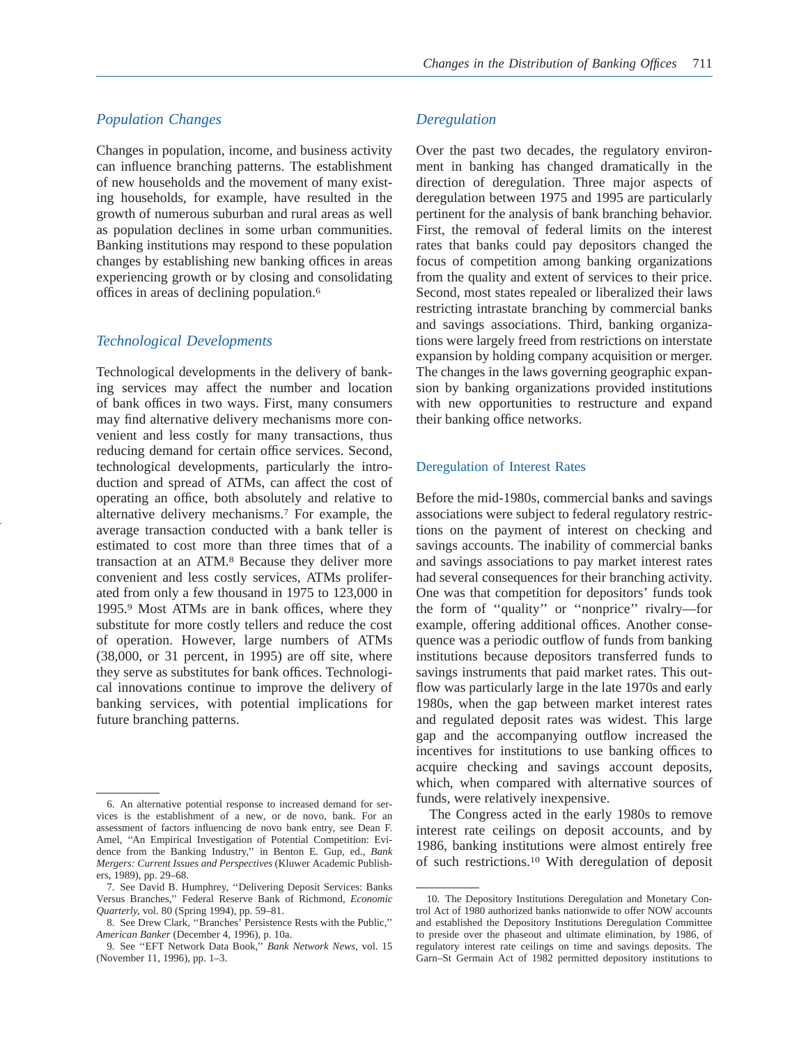### *Population Changes*

Changes in population, income, and business activity can influence branching patterns. The establishment of new households and the movement of many existing households, for example, have resulted in the growth of numerous suburban and rural areas as well as population declines in some urban communities. Banking institutions may respond to these population changes by establishing new banking offices in areas experiencing growth or by closing and consolidating offices in areas of declining population.[6]

### *Technological Developments*

Technological developments in the delivery of banking services may affect the number and location of bank offices in two ways. First, many consumers may find alternative delivery mechanisms more convenient and less costly for many transactions, thus reducing demand for certain office services. Second, technological developments, particularly the introduction and spread of ATMs, can affect the cost of operating an office, both absolutely and relative to alternative delivery mechanisms.[7] For example, the average transaction conducted with a bank teller is estimated to cost more than three times that of a transaction at an ATM.[8] Because they deliver more convenient and less costly services, ATMs proliferated from only a few thousand in 1975 to 123,000 in 1995.[9] Most ATMs are in bank offices, where they substitute for more costly tellers and reduce the cost of operation. However, large numbers of ATMs (38,000, or 31 percent, in 1995) are off site, where they serve as substitutes for bank offices. Technological innovations continue to improve the delivery of banking services, with potential implications for future branching patterns.

### *Deregulation*

Over the past two decades, the regulatory environment in banking has changed dramatically in the direction of deregulation. Three major aspects of deregulation between 1975 and 1995 are particularly pertinent for the analysis of bank branching behavior. First, the removal of federal limits on the interest rates that banks could pay depositors changed the focus of competition among banking organizations from the quality and extent of services to their price. Second, most states repealed or liberalized their laws restricting intrastate branching by commercial banks and savings associations. Third, banking organizations were largely freed from restrictions on interstate expansion by holding company acquisition or merger. The changes in the laws governing geographic expansion by banking organizations provided institutions with new opportunities to restructure and expand their banking office networks.

#### Deregulation of Interest Rates

Before the mid-1980s, commercial banks and savings associations were subject to federal regulatory restrictions on the payment of interest on checking and savings accounts. The inability of commercial banks and savings associations to pay market interest rates had several consequences for their branching activity. One was that competition for depositors' funds took the form of ''quality'' or ''nonprice'' rivalry—for example, offering additional offices. Another consequence was a periodic outflow of funds from banking institutions because depositors transferred funds to savings instruments that paid market rates. This outflow was particularly large in the late 1970s and early 1980s, when the gap between market interest rates and regulated deposit rates was widest. This large gap and the accompanying outflow increased the incentives for institutions to use banking offices to acquire checking and savings account deposits, which, when compared with alternative sources of funds, were relatively inexpensive.

The Congress acted in the early 1980s to remove interest rate ceilings on deposit accounts, and by 1986, banking institutions were almost entirely free of such restrictions.[10] With deregulation of deposit

---

6. An alternative potential response to increased demand for services is the establishment of a new, or de novo, bank. For an assessment of factors influencing de novo bank entry, see Dean F. Amel, ''An Empirical Investigation of Potential Competition: Evidence from the Banking Industry,'' in Benton E. Gup, ed., *Bank Mergers: Current Issues and Perspectives* (Kluwer Academic Publishers, 1989), pp. 29–68.

7. See David B. Humphrey, ''Delivering Deposit Services: Banks Versus Branches,'' Federal Reserve Bank of Richmond, *Economic Quarterly*, vol. 80 (Spring 1994), pp. 59–81.

8. See Drew Clark, ''Branches' Persistence Rests with the Public,'' *American Banker* (December 4, 1996), p. 10a.

9. See ''EFT Network Data Book,'' *Bank Network News*, vol. 15 (November 11, 1996), pp. 1–3.

10. The Depository Institutions Deregulation and Monetary Control Act of 1980 authorized banks nationwide to offer NOW accounts and established the Depository Institutions Deregulation Committee to preside over the phaseout and ultimate elimination, by 1986, of regulatory interest rate ceilings on time and savings deposits. The Garn–St Germain Act of 1982 permitted depository institutions to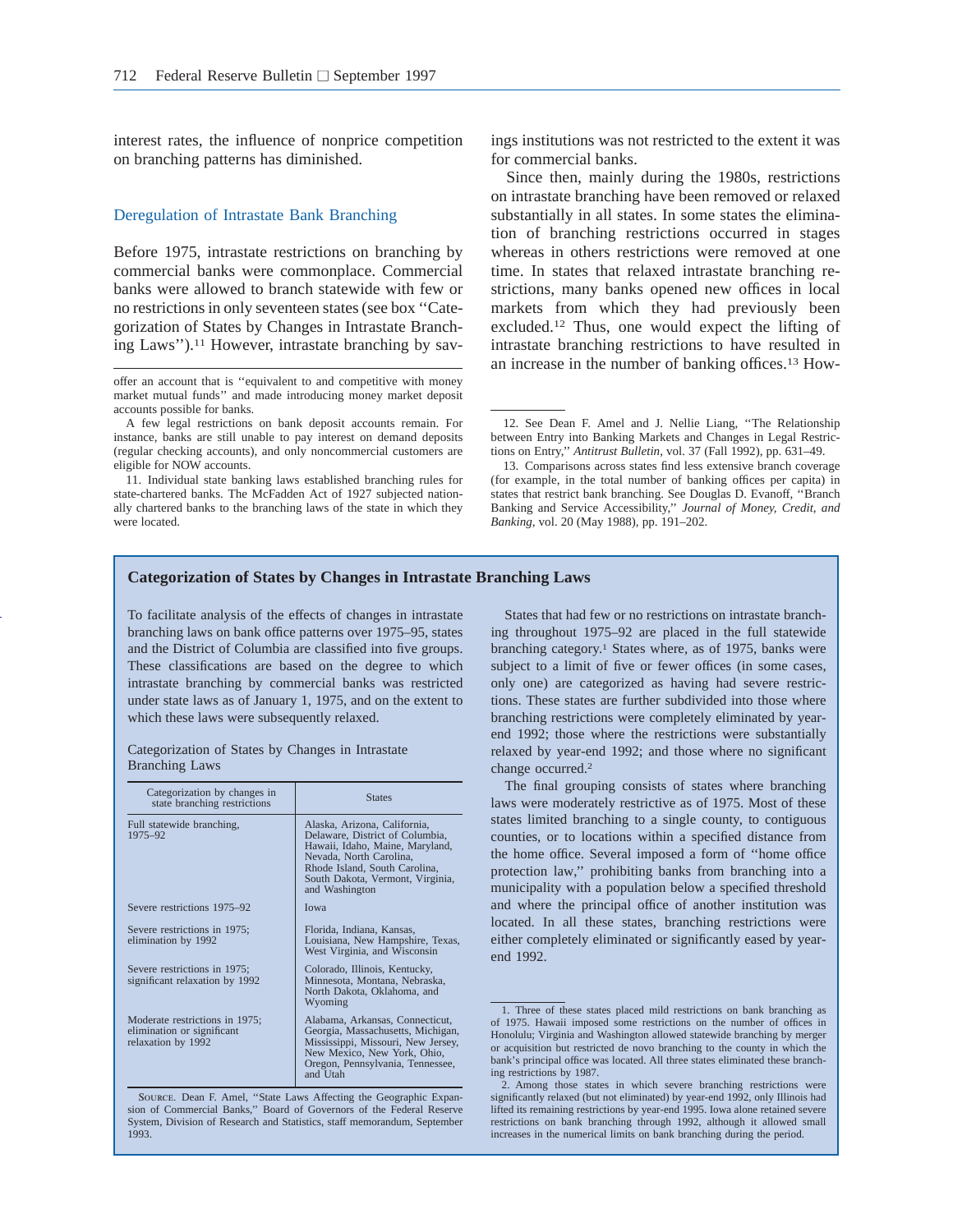interest rates, the influence of nonprice competition on branching patterns has diminished.

## Deregulation of Intrastate Bank Branching

Before 1975, intrastate restrictions on branching by commercial banks were commonplace. Commercial banks were allowed to branch statewide with few or no restrictions in only seventeen states (see box ''Categorization of States by Changes in Intrastate Branching Laws'').[11] However, intrastate branching by savings institutions was not restricted to the extent it was for commercial banks.

Since then, mainly during the 1980s, restrictions on intrastate branching have been removed or relaxed substantially in all states. In some states the elimination of branching restrictions occurred in stages whereas in others restrictions were removed at one time. In states that relaxed intrastate branching restrictions, many banks opened new offices in local markets from which they had previously been excluded.[12] Thus, one would expect the lifting of intrastate branching restrictions to have resulted in an increase in the number of banking offices.[13] How-

offer an account that is ''equivalent to and competitive with money market mutual funds'' and made introducing money market deposit accounts possible for banks.

A few legal restrictions on bank deposit accounts remain. For instance, banks are still unable to pay interest on demand deposits (regular checking accounts), and only noncommercial customers are eligible for NOW accounts.

11. Individual state banking laws established branching rules for state-chartered banks. The McFadden Act of 1927 subjected nationally chartered banks to the branching laws of the state in which they were located.

12. See Dean F. Amel and J. Nellie Liang, ''The Relationship between Entry into Banking Markets and Changes in Legal Restrictions on Entry,'' *Antitrust Bulletin*, vol. 37 (Fall 1992), pp. 631–49.

13. Comparisons across states find less extensive branch coverage (for example, in the total number of banking offices per capita) in states that restrict bank branching. See Douglas D. Evanoff, ''Branch Banking and Service Accessibility,'' *Journal of Money, Credit, and Banking*, vol. 20 (May 1988), pp. 191–202.

### Categorization of States by Changes in Intrastate Branching Laws

To facilitate analysis of the effects of changes in intrastate branching laws on bank office patterns over 1975–95, states and the District of Columbia are classified into five groups. These classifications are based on the degree to which intrastate branching by commercial banks was restricted under state laws as of January 1, 1975, and on the extent to which these laws were subsequently relaxed.

Categorization of States by Changes in Intrastate Branching Laws

| Categorization by changes in state branching restrictions | States |
|---|---|
| Full statewide branching, 1975–92 | Alaska, Arizona, California, Delaware, District of Columbia, Hawaii, Idaho, Maine, Maryland, Nevada, North Carolina, Rhode Island, South Carolina, South Dakota, Vermont, Virginia, and Washington |
| Severe restrictions 1975–92 | Iowa |
| Severe restrictions in 1975; elimination by 1992 | Florida, Indiana, Kansas, Louisiana, New Hampshire, Texas, West Virginia, and Wisconsin |
| Severe restrictions in 1975; significant relaxation by 1992 | Colorado, Illinois, Kentucky, Minnesota, Montana, Nebraska, North Dakota, Oklahoma, and Wyoming |
| Moderate restrictions in 1975; elimination or significant relaxation by 1992 | Alabama, Arkansas, Connecticut, Georgia, Massachusetts, Michigan, Mississippi, Missouri, New Jersey, New Mexico, New York, Ohio, Oregon, Pennsylvania, Tennessee, and Utah |

Source. Dean F. Amel, ''State Laws Affecting the Geographic Expansion of Commercial Banks,'' Board of Governors of the Federal Reserve System, Division of Research and Statistics, staff memorandum, September 1993.

States that had few or no restrictions on intrastate branching throughout 1975–92 are placed in the full statewide branching category.[1] States where, as of 1975, banks were subject to a limit of five or fewer offices (in some cases, only one) are categorized as having had severe restrictions. These states are further subdivided into those where branching restrictions were completely eliminated by year-end 1992; those where the restrictions were substantially relaxed by year-end 1992; and those where no significant change occurred.[2]

The final grouping consists of states where branching laws were moderately restrictive as of 1975. Most of these states limited branching to a single county, to contiguous counties, or to locations within a specified distance from the home office. Several imposed a form of ''home office protection law,'' prohibiting banks from branching into a municipality with a population below a specified threshold and where the principal office of another institution was located. In all these states, branching restrictions were either completely eliminated or significantly eased by year-end 1992.

1. Three of these states placed mild restrictions on bank branching as of 1975. Hawaii imposed some restrictions on the number of offices in Honolulu; Virginia and Washington allowed statewide branching by merger or acquisition but restricted de novo branching to the county in which the bank's principal office was located. All three states eliminated these branching restrictions by 1987.

2. Among those states in which severe branching restrictions were significantly relaxed (but not eliminated) by year-end 1992, only Illinois had lifted its remaining restrictions by year-end 1995. Iowa alone retained severe restrictions on bank branching through 1992, although it allowed small increases in the numerical limits on bank branching during the period.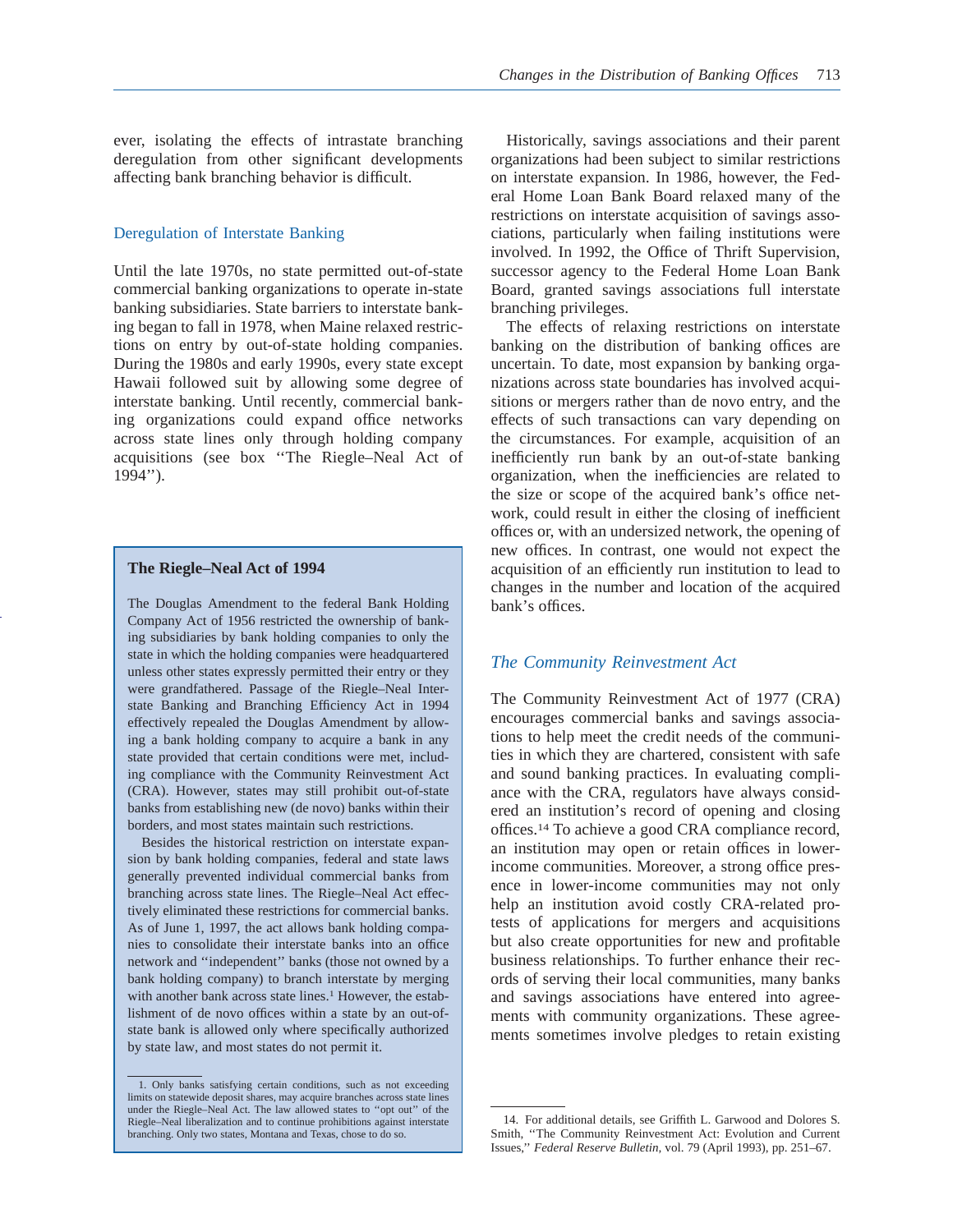ever, isolating the effects of intrastate branching deregulation from other significant developments affecting bank branching behavior is difficult.

### Deregulation of Interstate Banking

Until the late 1970s, no state permitted out-of-state commercial banking organizations to operate in-state banking subsidiaries. State barriers to interstate banking began to fall in 1978, when Maine relaxed restrictions on entry by out-of-state holding companies. During the 1980s and early 1990s, every state except Hawaii followed suit by allowing some degree of interstate banking. Until recently, commercial banking organizations could expand office networks across state lines only through holding company acquisitions (see box ''The Riegle–Neal Act of 1994'').

> **The Riegle–Neal Act of 1994**
>
> The Douglas Amendment to the federal Bank Holding Company Act of 1956 restricted the ownership of banking subsidiaries by bank holding companies to only the state in which the holding companies were headquartered unless other states expressly permitted their entry or they were grandfathered. Passage of the Riegle–Neal Interstate Banking and Branching Efficiency Act in 1994 effectively repealed the Douglas Amendment by allowing a bank holding company to acquire a bank in any state provided that certain conditions were met, including compliance with the Community Reinvestment Act (CRA). However, states may still prohibit out-of-state banks from establishing new (de novo) banks within their borders, and most states maintain such restrictions.
>
> Besides the historical restriction on interstate expansion by bank holding companies, federal and state laws generally prevented individual commercial banks from branching across state lines. The Riegle–Neal Act effectively eliminated these restrictions for commercial banks. As of June 1, 1997, the act allows bank holding companies to consolidate their interstate banks into an office network and ''independent'' banks (those not owned by a bank holding company) to branch interstate by merging with another bank across state lines.[1] However, the establishment of de novo offices within a state by an out-of-state bank is allowed only where specifically authorized by state law, and most states do not permit it.
>
> 1. Only banks satisfying certain conditions, such as not exceeding limits on statewide deposit shares, may acquire branches across state lines under the Riegle–Neal Act. The law allowed states to ''opt out'' of the Riegle–Neal liberalization and to continue prohibitions against interstate branching. Only two states, Montana and Texas, chose to do so.

Historically, savings associations and their parent organizations had been subject to similar restrictions on interstate expansion. In 1986, however, the Federal Home Loan Bank Board relaxed many of the restrictions on interstate acquisition of savings associations, particularly when failing institutions were involved. In 1992, the Office of Thrift Supervision, successor agency to the Federal Home Loan Bank Board, granted savings associations full interstate branching privileges.

The effects of relaxing restrictions on interstate banking on the distribution of banking offices are uncertain. To date, most expansion by banking organizations across state boundaries has involved acquisitions or mergers rather than de novo entry, and the effects of such transactions can vary depending on the circumstances. For example, acquisition of an inefficiently run bank by an out-of-state banking organization, when the inefficiencies are related to the size or scope of the acquired bank's office network, could result in either the closing of inefficient offices or, with an undersized network, the opening of new offices. In contrast, one would not expect the acquisition of an efficiently run institution to lead to changes in the number and location of the acquired bank's offices.

## *The Community Reinvestment Act*

The Community Reinvestment Act of 1977 (CRA) encourages commercial banks and savings associations to help meet the credit needs of the communities in which they are chartered, consistent with safe and sound banking practices. In evaluating compliance with the CRA, regulators have always considered an institution's record of opening and closing offices.[14] To achieve a good CRA compliance record, an institution may open or retain offices in lower-income communities. Moreover, a strong office presence in lower-income communities may not only help an institution avoid costly CRA-related protests of applications for mergers and acquisitions but also create opportunities for new and profitable business relationships. To further enhance their records of serving their local communities, many banks and savings associations have entered into agreements with community organizations. These agreements sometimes involve pledges to retain existing

14. For additional details, see Griffith L. Garwood and Dolores S. Smith, ''The Community Reinvestment Act: Evolution and Current Issues,'' *Federal Reserve Bulletin*, vol. 79 (April 1993), pp. 251–67.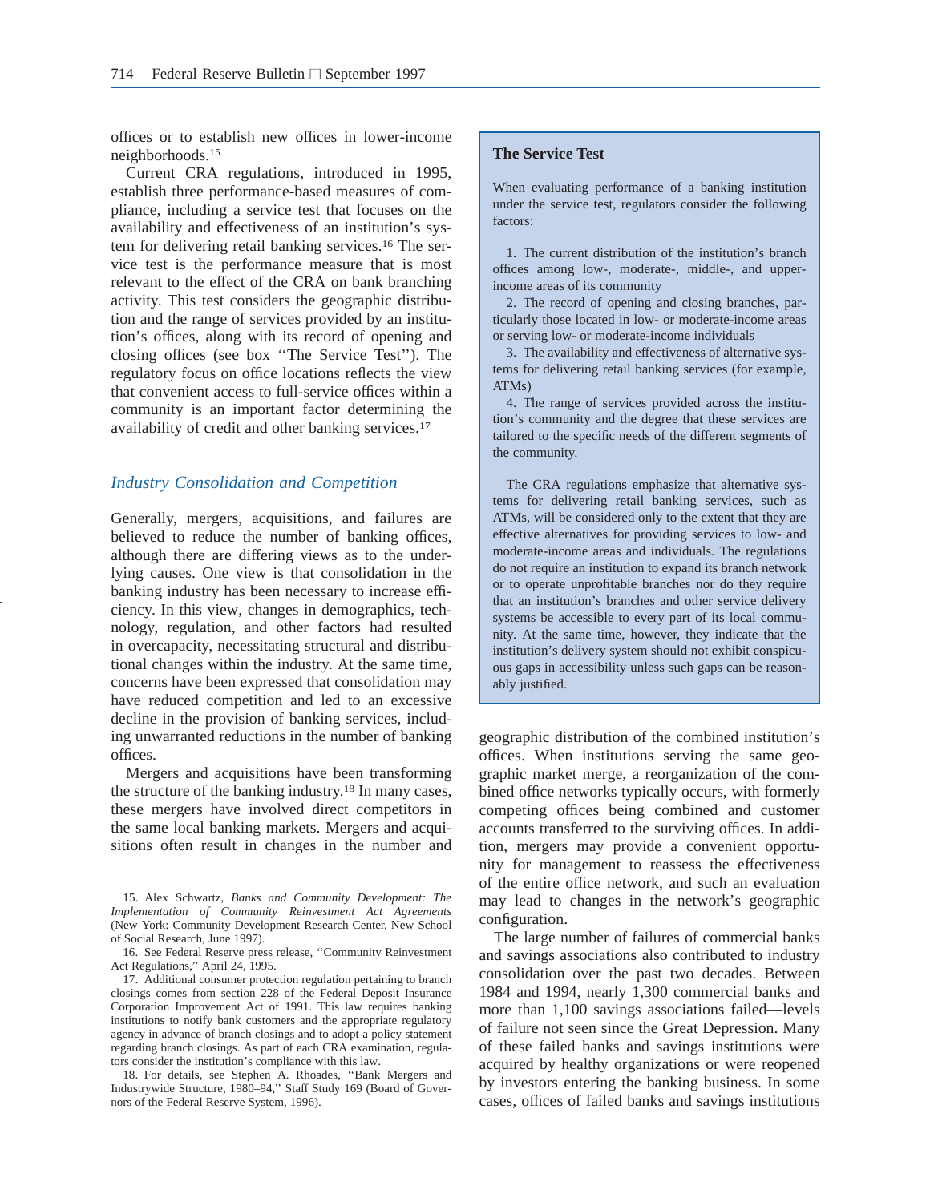offices or to establish new offices in lower-income neighborhoods.[15]

Current CRA regulations, introduced in 1995, establish three performance-based measures of compliance, including a service test that focuses on the availability and effectiveness of an institution's system for delivering retail banking services.[16] The service test is the performance measure that is most relevant to the effect of the CRA on bank branching activity. This test considers the geographic distribution and the range of services provided by an institution's offices, along with its record of opening and closing offices (see box "The Service Test"). The regulatory focus on office locations reflects the view that convenient access to full-service offices within a community is an important factor determining the availability of credit and other banking services.[17]

> **The Service Test**
>
> When evaluating performance of a banking institution under the service test, regulators consider the following factors:
>
> 1. The current distribution of the institution's branch offices among low-, moderate-, middle-, and upper-income areas of its community
> 2. The record of opening and closing branches, particularly those located in low- or moderate-income areas or serving low- or moderate-income individuals
> 3. The availability and effectiveness of alternative systems for delivering retail banking services (for example, ATMs)
> 4. The range of services provided across the institution's community and the degree that these services are tailored to the specific needs of the different segments of the community.
>
> The CRA regulations emphasize that alternative systems for delivering retail banking services, such as ATMs, will be considered only to the extent that they are effective alternatives for providing services to low- and moderate-income areas and individuals. The regulations do not require an institution to expand its branch network or to operate unprofitable branches nor do they require that an institution's branches and other service delivery systems be accessible to every part of its local community. At the same time, however, they indicate that the institution's delivery system should not exhibit conspicuous gaps in accessibility unless such gaps can be reasonably justified.

## *Industry Consolidation and Competition*

Generally, mergers, acquisitions, and failures are believed to reduce the number of banking offices, although there are differing views as to the underlying causes. One view is that consolidation in the banking industry has been necessary to increase efficiency. In this view, changes in demographics, technology, regulation, and other factors had resulted in overcapacity, necessitating structural and distributional changes within the industry. At the same time, concerns have been expressed that consolidation may have reduced competition and led to an excessive decline in the provision of banking services, including unwarranted reductions in the number of banking offices.

Mergers and acquisitions have been transforming the structure of the banking industry.[18] In many cases, these mergers have involved direct competitors in the same local banking markets. Mergers and acquisitions often result in changes in the number and geographic distribution of the combined institution's offices. When institutions serving the same geographic market merge, a reorganization of the combined office networks typically occurs, with formerly competing offices being combined and customer accounts transferred to the surviving offices. In addition, mergers may provide a convenient opportunity for management to reassess the effectiveness of the entire office network, and such an evaluation may lead to changes in the network's geographic configuration.

The large number of failures of commercial banks and savings associations also contributed to industry consolidation over the past two decades. Between 1984 and 1994, nearly 1,300 commercial banks and more than 1,100 savings associations failed—levels of failure not seen since the Great Depression. Many of these failed banks and savings institutions were acquired by healthy organizations or were reopened by investors entering the banking business. In some cases, offices of failed banks and savings institutions

---

15. Alex Schwartz, *Banks and Community Development: The Implementation of Community Reinvestment Act Agreements* (New York: Community Development Research Center, New School of Social Research, June 1997).

16. See Federal Reserve press release, "Community Reinvestment Act Regulations," April 24, 1995.

17. Additional consumer protection regulation pertaining to branch closings comes from section 228 of the Federal Deposit Insurance Corporation Improvement Act of 1991. This law requires banking institutions to notify bank customers and the appropriate regulatory agency in advance of branch closings and to adopt a policy statement regarding branch closings. As part of each CRA examination, regulators consider the institution's compliance with this law.

18. For details, see Stephen A. Rhoades, "Bank Mergers and Industrywide Structure, 1980–94," Staff Study 169 (Board of Governors of the Federal Reserve System, 1996).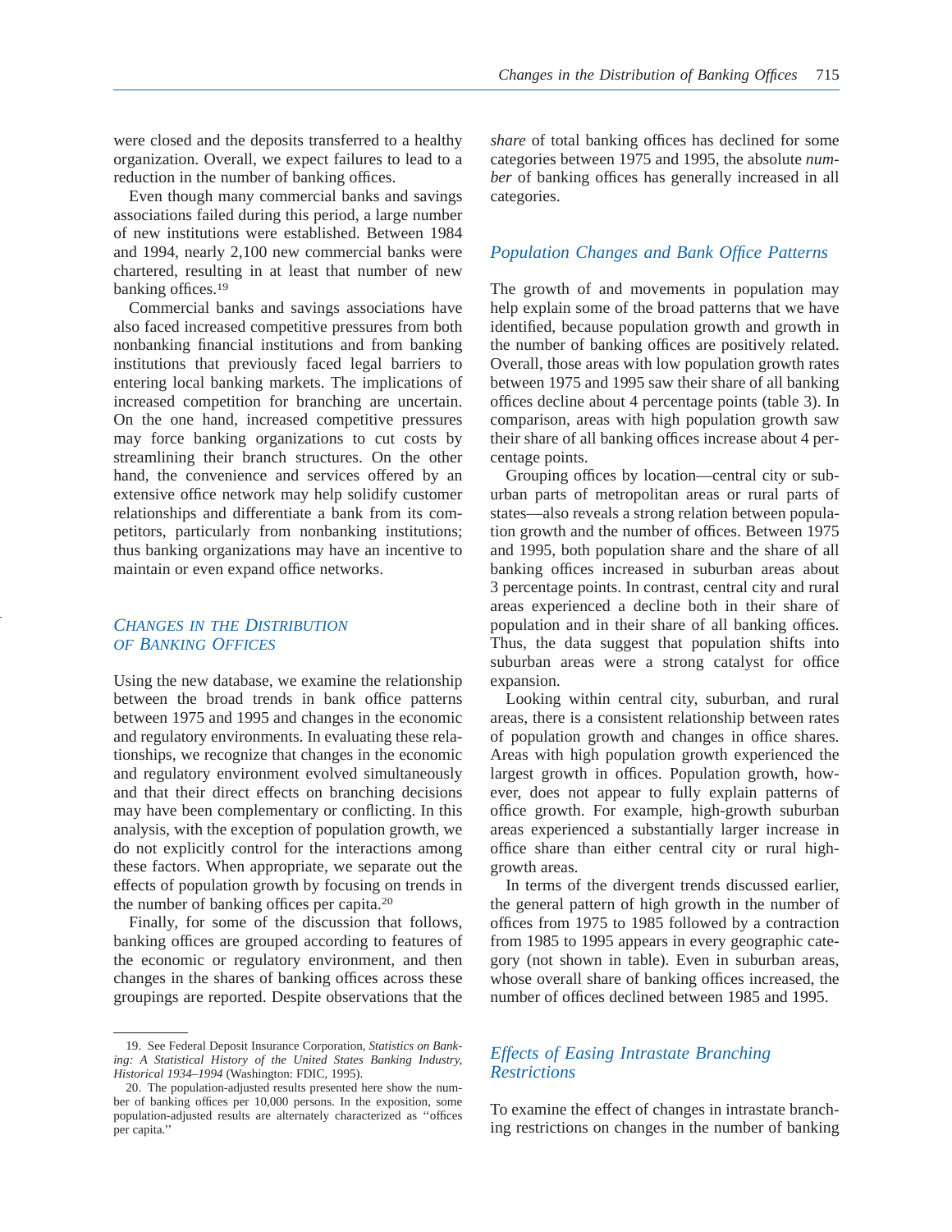were closed and the deposits transferred to a healthy organization. Overall, we expect failures to lead to a reduction in the number of banking offices.

Even though many commercial banks and savings associations failed during this period, a large number of new institutions were established. Between 1984 and 1994, nearly 2,100 new commercial banks were chartered, resulting in at least that number of new banking offices.[19]

Commercial banks and savings associations have also faced increased competitive pressures from both nonbanking financial institutions and from banking institutions that previously faced legal barriers to entering local banking markets. The implications of increased competition for branching are uncertain. On the one hand, increased competitive pressures may force banking organizations to cut costs by streamlining their branch structures. On the other hand, the convenience and services offered by an extensive office network may help solidify customer relationships and differentiate a bank from its competitors, particularly from nonbanking institutions; thus banking organizations may have an incentive to maintain or even expand office networks.

## Changes in the Distribution of Banking Offices

Using the new database, we examine the relationship between the broad trends in bank office patterns between 1975 and 1995 and changes in the economic and regulatory environments. In evaluating these relationships, we recognize that changes in the economic and regulatory environment evolved simultaneously and that their direct effects on branching decisions may have been complementary or conflicting. In this analysis, with the exception of population growth, we do not explicitly control for the interactions among these factors. When appropriate, we separate out the effects of population growth by focusing on trends in the number of banking offices per capita.[20]

Finally, for some of the discussion that follows, banking offices are grouped according to features of the economic or regulatory environment, and then changes in the shares of banking offices across these groupings are reported. Despite observations that the *share* of total banking offices has declined for some categories between 1975 and 1995, the absolute *number* of banking offices has generally increased in all categories.

### *Population Changes and Bank Office Patterns*

The growth of and movements in population may help explain some of the broad patterns that we have identified, because population growth and growth in the number of banking offices are positively related. Overall, those areas with low population growth rates between 1975 and 1995 saw their share of all banking offices decline about 4 percentage points (table 3). In comparison, areas with high population growth saw their share of all banking offices increase about 4 percentage points.

Grouping offices by location—central city or suburban parts of metropolitan areas or rural parts of states—also reveals a strong relation between population growth and the number of offices. Between 1975 and 1995, both population share and the share of all banking offices increased in suburban areas about 3 percentage points. In contrast, central city and rural areas experienced a decline both in their share of population and in their share of all banking offices. Thus, the data suggest that population shifts into suburban areas were a strong catalyst for office expansion.

Looking within central city, suburban, and rural areas, there is a consistent relationship between rates of population growth and changes in office shares. Areas with high population growth experienced the largest growth in offices. Population growth, however, does not appear to fully explain patterns of office growth. For example, high-growth suburban areas experienced a substantially larger increase in office share than either central city or rural high-growth areas.

In terms of the divergent trends discussed earlier, the general pattern of high growth in the number of offices from 1975 to 1985 followed by a contraction from 1985 to 1995 appears in every geographic category (not shown in table). Even in suburban areas, whose overall share of banking offices increased, the number of offices declined between 1985 and 1995.

### *Effects of Easing Intrastate Branching Restrictions*

To examine the effect of changes in intrastate branching restrictions on changes in the number of banking

---

19. See Federal Deposit Insurance Corporation, *Statistics on Banking: A Statistical History of the United States Banking Industry, Historical 1934–1994* (Washington: FDIC, 1995).

20. The population-adjusted results presented here show the number of banking offices per 10,000 persons. In the exposition, some population-adjusted results are alternately characterized as ''offices per capita.''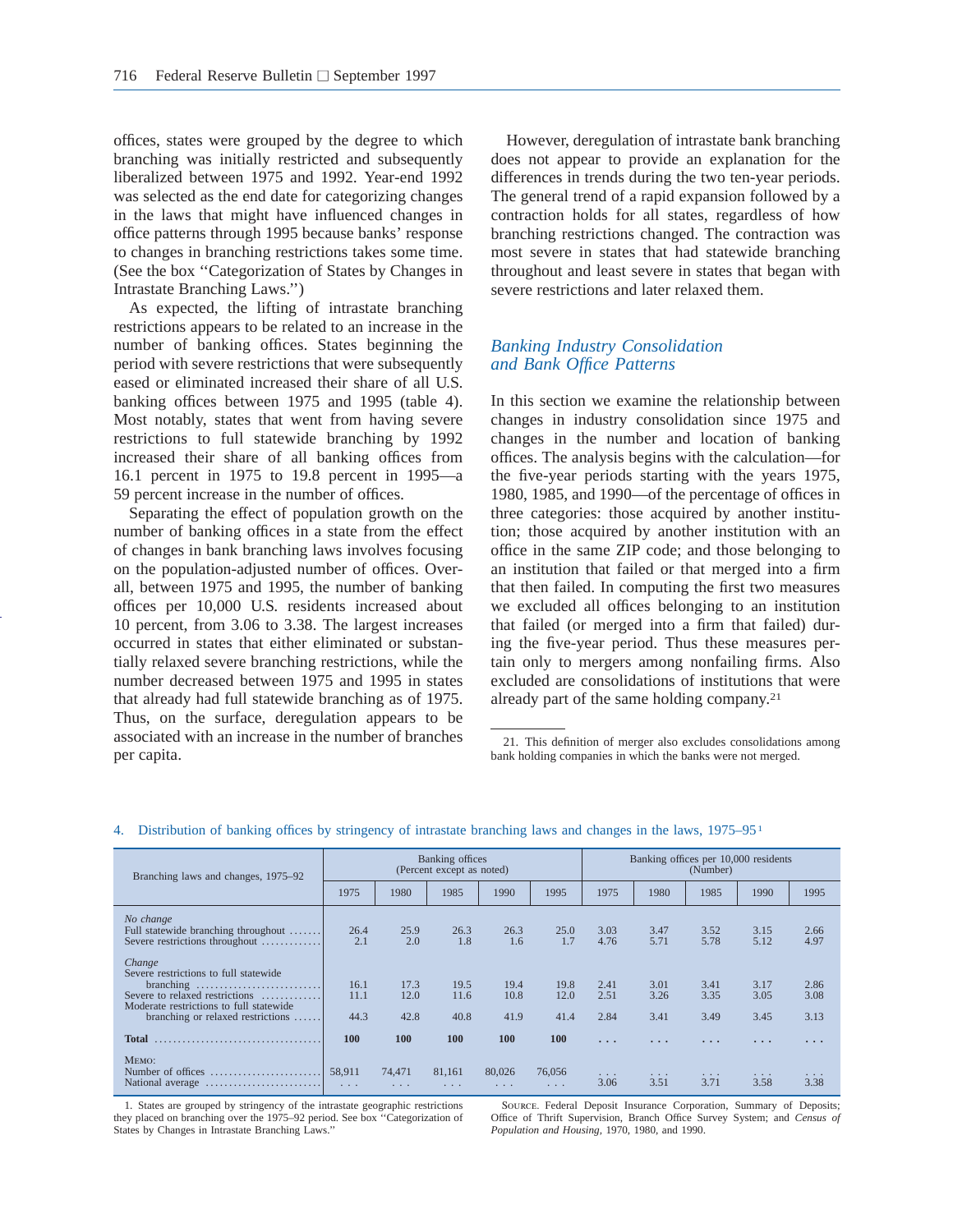offices, states were grouped by the degree to which branching was initially restricted and subsequently liberalized between 1975 and 1992. Year-end 1992 was selected as the end date for categorizing changes in the laws that might have influenced changes in office patterns through 1995 because banks' response to changes in branching restrictions takes some time. (See the box ''Categorization of States by Changes in Intrastate Branching Laws.'')

As expected, the lifting of intrastate branching restrictions appears to be related to an increase in the number of banking offices. States beginning the period with severe restrictions that were subsequently eased or eliminated increased their share of all U.S. banking offices between 1975 and 1995 (table 4). Most notably, states that went from having severe restrictions to full statewide branching by 1992 increased their share of all banking offices from 16.1 percent in 1975 to 19.8 percent in 1995—a 59 percent increase in the number of offices.

Separating the effect of population growth on the number of banking offices in a state from the effect of changes in bank branching laws involves focusing on the population-adjusted number of offices. Overall, between 1975 and 1995, the number of banking offices per 10,000 U.S. residents increased about 10 percent, from 3.06 to 3.38. The largest increases occurred in states that either eliminated or substantially relaxed severe branching restrictions, while the number decreased between 1975 and 1995 in states that already had full statewide branching as of 1975. Thus, on the surface, deregulation appears to be associated with an increase in the number of branches per capita.

However, deregulation of intrastate bank branching does not appear to provide an explanation for the differences in trends during the two ten-year periods. The general trend of a rapid expansion followed by a contraction holds for all states, regardless of how branching restrictions changed. The contraction was most severe in states that had statewide branching throughout and least severe in states that began with severe restrictions and later relaxed them.

## Banking Industry Consolidation and Bank Office Patterns

In this section we examine the relationship between changes in industry consolidation since 1975 and changes in the number and location of banking offices. The analysis begins with the calculation—for the five-year periods starting with the years 1975, 1980, 1985, and 1990—of the percentage of offices in three categories: those acquired by another institution; those acquired by another institution with an office in the same ZIP code; and those belonging to an institution that failed or that merged into a firm that then failed. In computing the first two measures we excluded all offices belonging to an institution that failed (or merged into a firm that failed) during the five-year period. Thus these measures pertain only to mergers among nonfailing firms. Also excluded are consolidations of institutions that were already part of the same holding company.[21]

21. This definition of merger also excludes consolidations among bank holding companies in which the banks were not merged.

4. Distribution of banking offices by stringency of intrastate branching laws and changes in the laws, 1975–95[1]

| Branching laws and changes, 1975–92 | Banking offices (Percent except as noted) | | | | | Banking offices per 10,000 residents (Number) | | | | |
|---|---|---|---|---|---|---|---|---|---|---|
| | 1975 | 1980 | 1985 | 1990 | 1995 | 1975 | 1980 | 1985 | 1990 | 1995 |
| *No change* | | | | | | | | | | |
| Full statewide branching throughout | 26.4 | 25.9 | 26.3 | 26.3 | 25.0 | 3.03 | 3.47 | 3.52 | 3.15 | 2.66 |
| Severe restrictions throughout | 2.1 | 2.0 | 1.8 | 1.6 | 1.7 | 4.76 | 5.71 | 5.78 | 5.12 | 4.97 |
| *Change* | | | | | | | | | | |
| Severe restrictions to full statewide branching | 16.1 | 17.3 | 19.5 | 19.4 | 19.8 | 2.41 | 3.01 | 3.41 | 3.17 | 2.86 |
| Severe to relaxed restrictions | 11.1 | 12.0 | 11.6 | 10.8 | 12.0 | 2.51 | 3.26 | 3.35 | 3.05 | 3.08 |
| Moderate restrictions to full statewide branching or relaxed restrictions | 44.3 | 42.8 | 40.8 | 41.9 | 41.4 | 2.84 | 3.41 | 3.49 | 3.45 | 3.13 |
| **Total** | **100** | **100** | **100** | **100** | **100** | ... | ... | ... | ... | ... |
| MEMO: | | | | | | | | | | |
| Number of offices | 58,911 | 74,471 | 81,161 | 80,026 | 76,056 | ... | ... | ... | ... | ... |
| National average | ... | ... | ... | ... | ... | 3.06 | 3.51 | 3.71 | 3.58 | 3.38 |

1. States are grouped by stringency of the intrastate geographic restrictions they placed on branching over the 1975–92 period. See box ''Categorization of States by Changes in Intrastate Branching Laws.''

SOURCE. Federal Deposit Insurance Corporation, Summary of Deposits; Office of Thrift Supervision, Branch Office Survey System; and *Census of Population and Housing*, 1970, 1980, and 1990.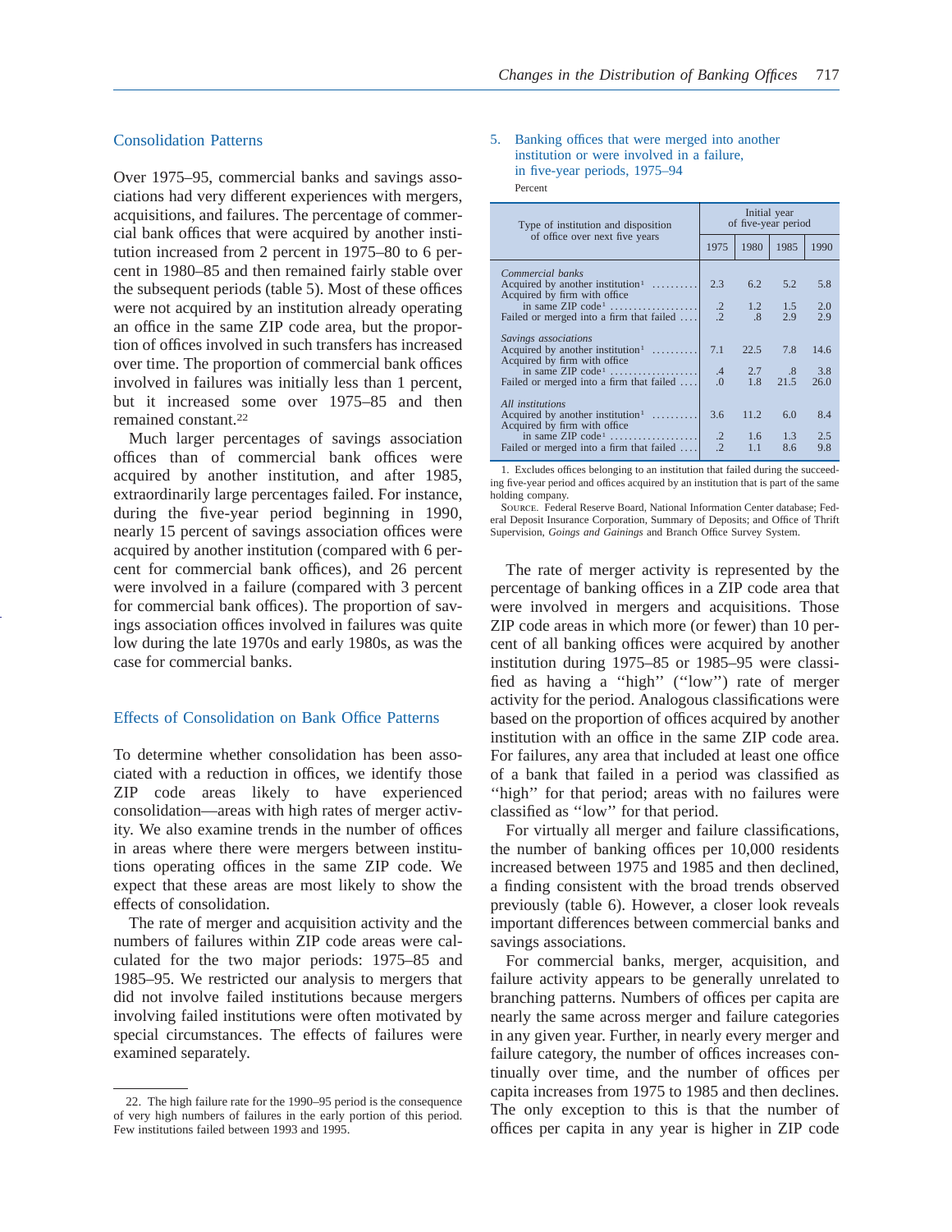## Consolidation Patterns

Over 1975–95, commercial banks and savings associations had very different experiences with mergers, acquisitions, and failures. The percentage of commercial bank offices that were acquired by another institution increased from 2 percent in 1975–80 to 6 percent in 1980–85 and then remained fairly stable over the subsequent periods (table 5). Most of these offices were not acquired by an institution already operating an office in the same ZIP code area, but the proportion of offices involved in such transfers has increased over time. The proportion of commercial bank offices involved in failures was initially less than 1 percent, but it increased some over 1975–85 and then remained constant.[22]

Much larger percentages of savings association offices than of commercial bank offices were acquired by another institution, and after 1985, extraordinarily large percentages failed. For instance, during the five-year period beginning in 1990, nearly 15 percent of savings association offices were acquired by another institution (compared with 6 percent for commercial bank offices), and 26 percent were involved in a failure (compared with 3 percent for commercial bank offices). The proportion of savings association offices involved in failures was quite low during the late 1970s and early 1980s, as was the case for commercial banks.

## Effects of Consolidation on Bank Office Patterns

To determine whether consolidation has been associated with a reduction in offices, we identify those ZIP code areas likely to have experienced consolidation—areas with high rates of merger activity. We also examine trends in the number of offices in areas where there were mergers between institutions operating offices in the same ZIP code. We expect that these areas are most likely to show the effects of consolidation.

The rate of merger and acquisition activity and the numbers of failures within ZIP code areas were calculated for the two major periods: 1975–85 and 1985–95. We restricted our analysis to mergers that did not involve failed institutions because mergers involving failed institutions were often motivated by special circumstances. The effects of failures were examined separately.

22. The high failure rate for the 1990–95 period is the consequence of very high numbers of failures in the early portion of this period. Few institutions failed between 1993 and 1995.

5. Banking offices that were merged into another institution or were involved in a failure, in five-year periods, 1975–94

Percent

| Type of institution and disposition of office over next five years | Initial year of five-year period | | | |
|---|---|---|---|---|
| | 1975 | 1980 | 1985 | 1990 |
| *Commercial banks* | | | | |
| Acquired by another institution[1] | 2.3 | 6.2 | 5.2 | 5.8 |
| Acquired by firm with office in same ZIP code[1] | .2 | 1.2 | 1.5 | 2.0 |
| Failed or merged into a firm that failed | .2 | .8 | 2.9 | 2.9 |
| *Savings associations* | | | | |
| Acquired by another institution[1] | 7.1 | 22.5 | 7.8 | 14.6 |
| Acquired by firm with office in same ZIP code[1] | .4 | 2.7 | .8 | 3.8 |
| Failed or merged into a firm that failed | .0 | 1.8 | 21.5 | 26.0 |
| *All institutions* | | | | |
| Acquired by another institution[1] | 3.6 | 11.2 | 6.0 | 8.4 |
| Acquired by firm with office in same ZIP code[1] | .2 | 1.6 | 1.3 | 2.5 |
| Failed or merged into a firm that failed | .2 | 1.1 | 8.6 | 9.8 |

1. Excludes offices belonging to an institution that failed during the succeeding five-year period and offices acquired by an institution that is part of the same holding company.

SOURCE. Federal Reserve Board, National Information Center database; Federal Deposit Insurance Corporation, Summary of Deposits; and Office of Thrift Supervision, *Goings and Gainings* and Branch Office Survey System.

The rate of merger activity is represented by the percentage of banking offices in a ZIP code area that were involved in mergers and acquisitions. Those ZIP code areas in which more (or fewer) than 10 percent of all banking offices were acquired by another institution during 1975–85 or 1985–95 were classified as having a "high" ("low") rate of merger activity for the period. Analogous classifications were based on the proportion of offices acquired by another institution with an office in the same ZIP code area. For failures, any area that included at least one office of a bank that failed in a period was classified as "high" for that period; areas with no failures were classified as "low" for that period.

For virtually all merger and failure classifications, the number of banking offices per 10,000 residents increased between 1975 and 1985 and then declined, a finding consistent with the broad trends observed previously (table 6). However, a closer look reveals important differences between commercial banks and savings associations.

For commercial banks, merger, acquisition, and failure activity appears to be generally unrelated to branching patterns. Numbers of offices per capita are nearly the same across merger and failure categories in any given year. Further, in nearly every merger and failure category, the number of offices increases continually over time, and the number of offices per capita increases from 1975 to 1985 and then declines. The only exception to this is that the number of offices per capita in any year is higher in ZIP code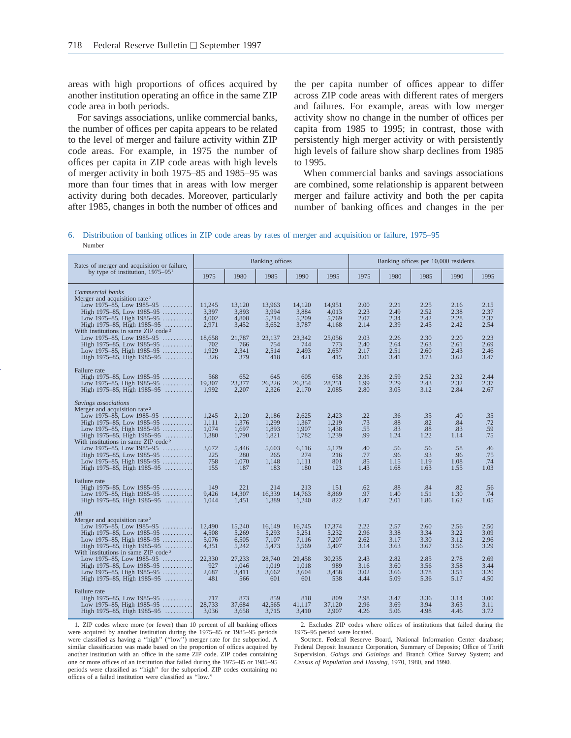areas with high proportions of offices acquired by another institution operating an office in the same ZIP code area in both periods.

For savings associations, unlike commercial banks, the number of offices per capita appears to be related to the level of merger and failure activity within ZIP code areas. For example, in 1975 the number of offices per capita in ZIP code areas with high levels of merger activity in both 1975–85 and 1985–95 was more than four times that in areas with low merger activity during both decades. Moreover, particularly after 1985, changes in both the number of offices and the per capita number of offices appear to differ across ZIP code areas with different rates of mergers and failures. For example, areas with low merger activity show no change in the number of offices per capita from 1985 to 1995; in contrast, those with persistently high merger activity or with persistently high levels of failure show sharp declines from 1985 to 1995.

When commercial banks and savings associations are combined, some relationship is apparent between merger and failure activity and both the per capita number of banking offices and changes in the per

6. Distribution of banking offices in ZIP code areas by rates of merger and acquisition or failure, 1975–95

Number

| Rates of merger and acquisition or failure, by type of institution, 1975–95[1] | Banking offices | | | | | Banking offices per 10,000 residents | | | | |
|---|---|---|---|---|---|---|---|---|---|---|
| | 1975 | 1980 | 1985 | 1990 | 1995 | 1975 | 1980 | 1985 | 1990 | 1995 |
| *Commercial banks* | | | | | | | | | | |
| Merger and acquisition rate[2] | | | | | | | | | | |
| Low 1975–85, Low 1985–95 | 11,245 | 13,120 | 13,963 | 14,120 | 14,951 | 2.00 | 2.21 | 2.25 | 2.16 | 2.15 |
| High 1975–85, Low 1985–95 | 3,397 | 3,893 | 3,994 | 3,884 | 4,013 | 2.23 | 2.49 | 2.52 | 2.38 | 2.37 |
| Low 1975–85, High 1985–95 | 4,002 | 4,808 | 5,214 | 5,209 | 5,769 | 2.07 | 2.34 | 2.42 | 2.28 | 2.37 |
| High 1975–85, High 1985–95 | 2,971 | 3,452 | 3,652 | 3,787 | 4,168 | 2.14 | 2.39 | 2.45 | 2.42 | 2.54 |
| With institutions in same ZIP code[2] | | | | | | | | | | |
| Low 1975–85, Low 1985–95 | 18,658 | 21,787 | 23,137 | 23,342 | 25,056 | 2.03 | 2.26 | 2.30 | 2.20 | 2.23 |
| High 1975–85, Low 1985–95 | 702 | 766 | 754 | 744 | 773 | 2.40 | 2.64 | 2.63 | 2.61 | 2.69 |
| Low 1975–85, High 1985–95 | 1,929 | 2,341 | 2,514 | 2,493 | 2,657 | 2.17 | 2.51 | 2.60 | 2.43 | 2.46 |
| High 1975–85, High 1985–95 | 326 | 379 | 418 | 421 | 415 | 3.01 | 3.41 | 3.73 | 3.62 | 3.47 |
| Failure rate | | | | | | | | | | |
| High 1975–85, Low 1985–95 | 568 | 652 | 645 | 605 | 658 | 2.36 | 2.59 | 2.52 | 2.32 | 2.44 |
| Low 1975–85, High 1985–95 | 19,307 | 23,377 | 26,226 | 26,354 | 28,251 | 1.99 | 2.29 | 2.43 | 2.32 | 2.37 |
| High 1975–85, High 1985–95 | 1,992 | 2,207 | 2,326 | 2,170 | 2,085 | 2.80 | 3.05 | 3.12 | 2.84 | 2.67 |
| *Savings associations* | | | | | | | | | | |
| Merger and acquisition rate[2] | | | | | | | | | | |
| Low 1975–85, Low 1985–95 | 1,245 | 2,120 | 2,186 | 2,625 | 2,423 | .22 | .36 | .35 | .40 | .35 |
| High 1975–85, Low 1985–95 | 1,111 | 1,376 | 1,299 | 1,367 | 1,219 | .73 | .88 | .82 | .84 | .72 |
| Low 1975–85, High 1985–95 | 1,074 | 1,697 | 1,893 | 1,907 | 1,438 | .55 | .83 | .88 | .83 | .59 |
| High 1975–85, High 1985–95 | 1,380 | 1,790 | 1,821 | 1,782 | 1,239 | .99 | 1.24 | 1.22 | 1.14 | .75 |
| With institutions in same ZIP code[2] | | | | | | | | | | |
| Low 1975–85, Low 1985–95 | 3,672 | 5,446 | 5,603 | 6,116 | 5,179 | .40 | .56 | .56 | .58 | .46 |
| High 1975–85, Low 1985–95 | 225 | 280 | 265 | 274 | 216 | .77 | .96 | .93 | .96 | .75 |
| Low 1975–85, High 1985–95 | 758 | 1,070 | 1,148 | 1,111 | 801 | .85 | 1.15 | 1.19 | 1.08 | .74 |
| High 1975–85, High 1985–95 | 155 | 187 | 183 | 180 | 123 | 1.43 | 1.68 | 1.63 | 1.55 | 1.03 |
| Failure rate | | | | | | | | | | |
| High 1975–85, Low 1985–95 | 149 | 221 | 214 | 213 | 151 | .62 | .88 | .84 | .82 | .56 |
| Low 1975–85, High 1985–95 | 9,426 | 14,307 | 16,339 | 14,763 | 8,869 | .97 | 1.40 | 1.51 | 1.30 | .74 |
| High 1975–85, High 1985–95 | 1,044 | 1,451 | 1,389 | 1,240 | 822 | 1.47 | 2.01 | 1.86 | 1.62 | 1.05 |
| *All* | | | | | | | | | | |
| Merger and acquisition rate[2] | | | | | | | | | | |
| Low 1975–85, Low 1985–95 | 12,490 | 15,240 | 16,149 | 16,745 | 17,374 | 2.22 | 2.57 | 2.60 | 2.56 | 2.50 |
| High 1975–85, Low 1985–95 | 4,508 | 5,269 | 5,293 | 5,251 | 5,232 | 2.96 | 3.38 | 3.34 | 3.22 | 3.09 |
| Low 1975–85, High 1985–95 | 5,076 | 6,505 | 7,107 | 7,116 | 7,207 | 2.62 | 3.17 | 3.30 | 3.12 | 2.96 |
| High 1975–85, High 1985–95 | 4,351 | 5,242 | 5,473 | 5,569 | 5,407 | 3.14 | 3.63 | 3.67 | 3.56 | 3.29 |
| With institutions in same ZIP code[2] | | | | | | | | | | |
| Low 1975–85, Low 1985–95 | 22,330 | 27,233 | 28,740 | 29,458 | 30,235 | 2.43 | 2.82 | 2.85 | 2.78 | 2.69 |
| High 1975–85, Low 1985–95 | 927 | 1,046 | 1,019 | 1,018 | 989 | 3.16 | 3.60 | 3.56 | 3.58 | 3.44 |
| Low 1975–85, High 1985–95 | 2,687 | 3,411 | 3,662 | 3,604 | 3,458 | 3.02 | 3.66 | 3.78 | 3.51 | 3.20 |
| High 1975–85, High 1985–95 | 481 | 566 | 601 | 601 | 538 | 4.44 | 5.09 | 5.36 | 5.17 | 4.50 |
| Failure rate | | | | | | | | | | |
| High 1975–85, Low 1985–95 | 717 | 873 | 859 | 818 | 809 | 2.98 | 3.47 | 3.36 | 3.14 | 3.00 |
| Low 1975–85, High 1985–95 | 28,733 | 37,684 | 42,565 | 41,117 | 37,120 | 2.96 | 3.69 | 3.94 | 3.63 | 3.11 |
| High 1975–85, High 1985–95 | 3,036 | 3,658 | 3,715 | 3,410 | 2,907 | 4.26 | 5.06 | 4.98 | 4.46 | 3.72 |

1. ZIP codes where more (or fewer) than 10 percent of all banking offices were acquired by another institution during the 1975–85 or 1985–95 periods were classified as having a "high" ("low") merger rate for the subperiod. A similar classification was made based on the proportion of offices acquired by another institution with an office in the same ZIP code. ZIP codes containing one or more offices of an institution that failed during the 1975–85 or 1985–95 periods were classified as "high" for the subperiod. ZIP codes containing no offices of a failed institution were classified as "low."

2. Excludes ZIP codes where offices of institutions that failed during the 1975–95 period were located.

SOURCE. Federal Reserve Board, National Information Center database; Federal Deposit Insurance Corporation, Summary of Deposits; Office of Thrift Supervision, *Goings and Gainings* and Branch Office Survey System; and *Census of Population and Housing*, 1970, 1980, and 1990.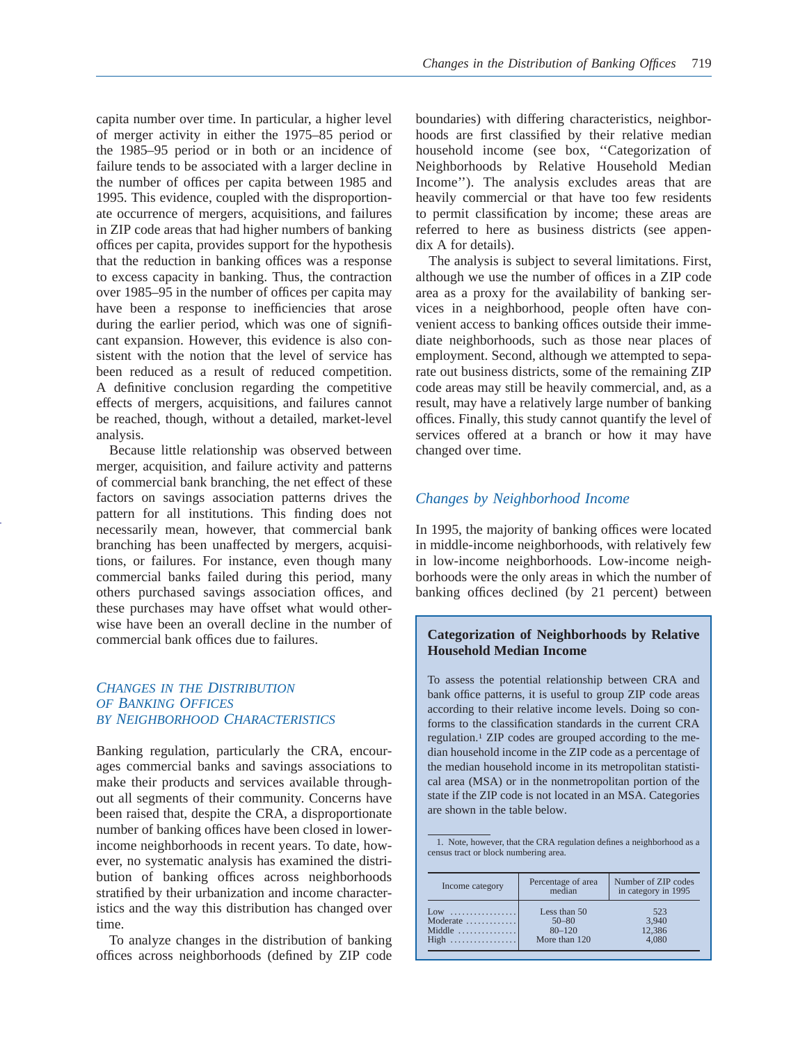capita number over time. In particular, a higher level of merger activity in either the 1975–85 period or the 1985–95 period or in both or an incidence of failure tends to be associated with a larger decline in the number of offices per capita between 1985 and 1995. This evidence, coupled with the disproportionate occurrence of mergers, acquisitions, and failures in ZIP code areas that had higher numbers of banking offices per capita, provides support for the hypothesis that the reduction in banking offices was a response to excess capacity in banking. Thus, the contraction over 1985–95 in the number of offices per capita may have been a response to inefficiencies that arose during the earlier period, which was one of significant expansion. However, this evidence is also consistent with the notion that the level of service has been reduced as a result of reduced competition. A definitive conclusion regarding the competitive effects of mergers, acquisitions, and failures cannot be reached, though, without a detailed, market-level analysis.

Because little relationship was observed between merger, acquisition, and failure activity and patterns of commercial bank branching, the net effect of these factors on savings association patterns drives the pattern for all institutions. This finding does not necessarily mean, however, that commercial bank branching has been unaffected by mergers, acquisitions, or failures. For instance, even though many commercial banks failed during this period, many others purchased savings association offices, and these purchases may have offset what would otherwise have been an overall decline in the number of commercial bank offices due to failures.

## Changes in the Distribution of Banking Offices by Neighborhood Characteristics

Banking regulation, particularly the CRA, encourages commercial banks and savings associations to make their products and services available throughout all segments of their community. Concerns have been raised that, despite the CRA, a disproportionate number of banking offices have been closed in lower-income neighborhoods in recent years. To date, however, no systematic analysis has examined the distribution of banking offices across neighborhoods stratified by their urbanization and income characteristics and the way this distribution has changed over time.

To analyze changes in the distribution of banking offices across neighborhoods (defined by ZIP code boundaries) with differing characteristics, neighborhoods are first classified by their relative median household income (see box, "Categorization of Neighborhoods by Relative Household Median Income"). The analysis excludes areas that are heavily commercial or that have too few residents to permit classification by income; these areas are referred to here as business districts (see appendix A for details).

The analysis is subject to several limitations. First, although we use the number of offices in a ZIP code area as a proxy for the availability of banking services in a neighborhood, people often have convenient access to banking offices outside their immediate neighborhoods, such as those near places of employment. Second, although we attempted to separate out business districts, some of the remaining ZIP code areas may still be heavily commercial, and, as a result, may have a relatively large number of banking offices. Finally, this study cannot quantify the level of services offered at a branch or how it may have changed over time.

### Changes by Neighborhood Income

In 1995, the majority of banking offices were located in middle-income neighborhoods, with relatively few in low-income neighborhoods. Low-income neighborhoods were the only areas in which the number of banking offices declined (by 21 percent) between

---

**Categorization of Neighborhoods by Relative Household Median Income**

To assess the potential relationship between CRA and bank office patterns, it is useful to group ZIP code areas according to their relative income levels. Doing so conforms to the classification standards in the current CRA regulation.[1] ZIP codes are grouped according to the median household income in the ZIP code as a percentage of the median household income in its metropolitan statistical area (MSA) or in the nonmetropolitan portion of the state if the ZIP code is not located in an MSA. Categories are shown in the table below.

1. Note, however, that the CRA regulation defines a neighborhood as a census tract or block numbering area.

| Income category | Percentage of area median | Number of ZIP codes in category in 1995 |
|---|---|---|
| Low | Less than 50 | 523 |
| Moderate | 50–80 | 3,940 |
| Middle | 80–120 | 12,386 |
| High | More than 120 | 4,080 |

---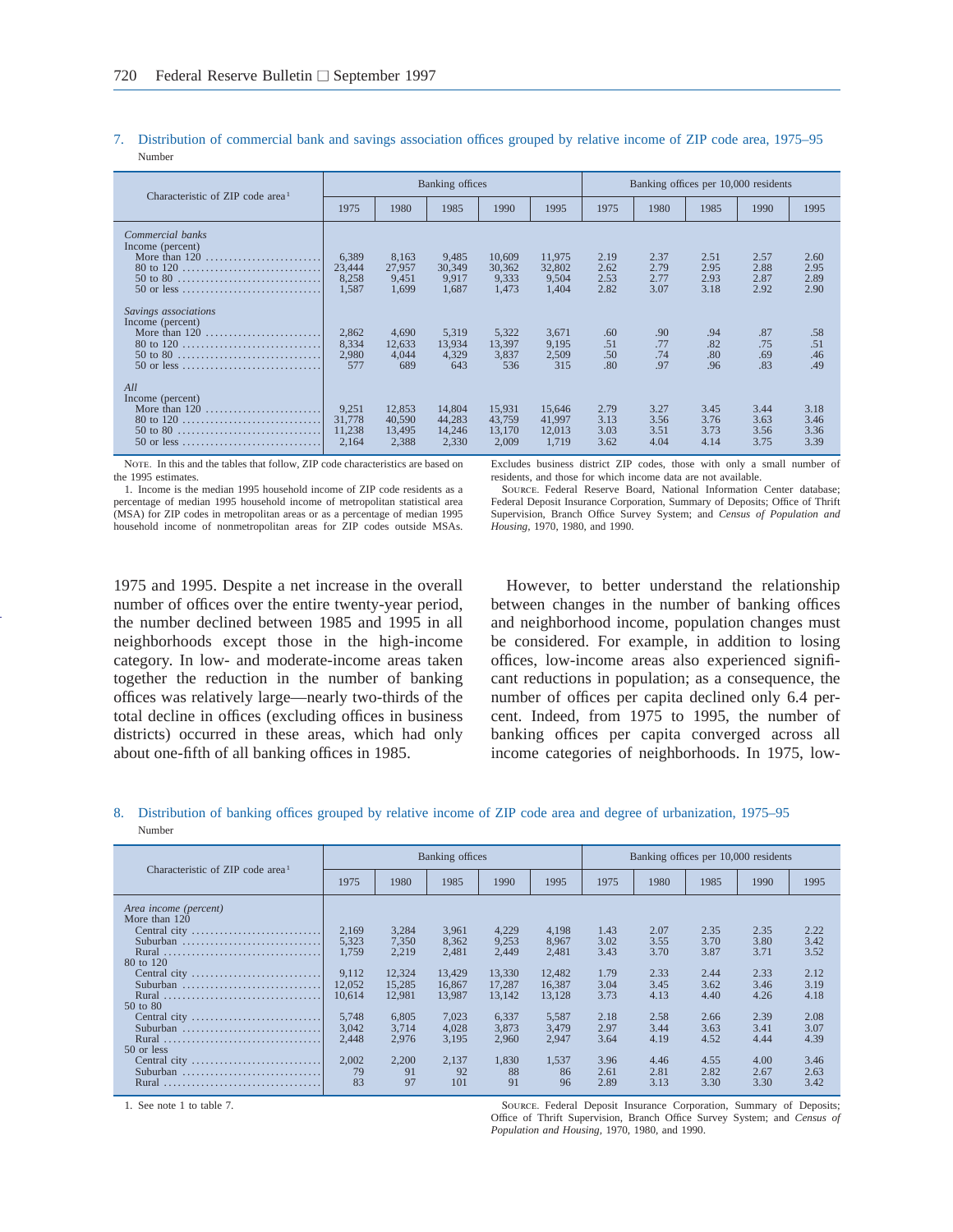7. Distribution of commercial bank and savings association offices grouped by relative income of ZIP code area, 1975–95

Number

| Characteristic of ZIP code area[1] | Banking offices | | | | | Banking offices per 10,000 residents | | | | |
|---|---|---|---|---|---|---|---|---|---|---|
| | 1975 | 1980 | 1985 | 1990 | 1995 | 1975 | 1980 | 1985 | 1990 | 1995 |
| *Commercial banks* | | | | | | | | | | |
| Income (percent) | | | | | | | | | | |
| More than 120 | 6,389 | 8,163 | 9,485 | 10,609 | 11,975 | 2.19 | 2.37 | 2.51 | 2.57 | 2.60 |
| 80 to 120 | 23,444 | 27,957 | 30,349 | 30,362 | 32,802 | 2.62 | 2.79 | 2.95 | 2.88 | 2.95 |
| 50 to 80 | 8,258 | 9,451 | 9,917 | 9,333 | 9,504 | 2.53 | 2.77 | 2.93 | 2.87 | 2.89 |
| 50 or less | 1,587 | 1,699 | 1,687 | 1,473 | 1,404 | 2.82 | 3.07 | 3.18 | 2.92 | 2.90 |
| *Savings associations* | | | | | | | | | | |
| Income (percent) | | | | | | | | | | |
| More than 120 | 2,862 | 4,690 | 5,319 | 5,322 | 3,671 | .60 | .90 | .94 | .87 | .58 |
| 80 to 120 | 8,334 | 12,633 | 13,934 | 13,397 | 9,195 | .51 | .77 | .82 | .75 | .51 |
| 50 to 80 | 2,980 | 4,044 | 4,329 | 3,837 | 2,509 | .50 | .74 | .80 | .69 | .46 |
| 50 or less | 577 | 689 | 643 | 536 | 315 | .80 | .97 | .96 | .83 | .49 |
| *All* | | | | | | | | | | |
| Income (percent) | | | | | | | | | | |
| More than 120 | 9,251 | 12,853 | 14,804 | 15,931 | 15,646 | 2.79 | 3.27 | 3.45 | 3.44 | 3.18 |
| 80 to 120 | 31,778 | 40,590 | 44,283 | 43,759 | 41,997 | 3.13 | 3.56 | 3.76 | 3.63 | 3.46 |
| 50 to 80 | 11,238 | 13,495 | 14,246 | 13,170 | 12,013 | 3.03 | 3.51 | 3.73 | 3.56 | 3.36 |
| 50 or less | 2,164 | 2,388 | 2,330 | 2,009 | 1,719 | 3.62 | 4.04 | 4.14 | 3.75 | 3.39 |

NOTE. In this and the tables that follow, ZIP code characteristics are based on the 1995 estimates.

1. Income is the median 1995 household income of ZIP code residents as a percentage of median 1995 household income of metropolitan statistical area (MSA) for ZIP codes in metropolitan areas or as a percentage of median 1995 household income of nonmetropolitan areas for ZIP codes outside MSAs. Excludes business district ZIP codes, those with only a small number of residents, and those for which income data are not available.

SOURCE. Federal Reserve Board, National Information Center database; Federal Deposit Insurance Corporation, Summary of Deposits; Office of Thrift Supervision, Branch Office Survey System; and *Census of Population and Housing*, 1970, 1980, and 1990.

1975 and 1995. Despite a net increase in the overall number of offices over the entire twenty-year period, the number declined between 1985 and 1995 in all neighborhoods except those in the high-income category. In low- and moderate-income areas taken together the reduction in the number of banking offices was relatively large—nearly two-thirds of the total decline in offices (excluding offices in business districts) occurred in these areas, which had only about one-fifth of all banking offices in 1985.

However, to better understand the relationship between changes in the number of banking offices and neighborhood income, population changes must be considered. For example, in addition to losing offices, low-income areas also experienced significant reductions in population; as a consequence, the number of offices per capita declined only 6.4 percent. Indeed, from 1975 to 1995, the number of banking offices per capita converged across all income categories of neighborhoods. In 1975, low-

8. Distribution of banking offices grouped by relative income of ZIP code area and degree of urbanization, 1975–95

Number

| Characteristic of ZIP code area[1] | Banking offices | | | | | Banking offices per 10,000 residents | | | | |
|---|---|---|---|---|---|---|---|---|---|---|
| | 1975 | 1980 | 1985 | 1990 | 1995 | 1975 | 1980 | 1985 | 1990 | 1995 |
| *Area income (percent)* | | | | | | | | | | |
| More than 120 | | | | | | | | | | |
| Central city | 2,169 | 3,284 | 3,961 | 4,229 | 4,198 | 1.43 | 2.07 | 2.35 | 2.35 | 2.22 |
| Suburban | 5,323 | 7,350 | 8,362 | 9,253 | 8,967 | 3.02 | 3.55 | 3.70 | 3.80 | 3.42 |
| Rural | 1,759 | 2,219 | 2,481 | 2,449 | 2,481 | 3.43 | 3.70 | 3.87 | 3.71 | 3.52 |
| 80 to 120 | | | | | | | | | | |
| Central city | 9,112 | 12,324 | 13,429 | 13,330 | 12,482 | 1.79 | 2.33 | 2.44 | 2.33 | 2.12 |
| Suburban | 12,052 | 15,285 | 16,867 | 17,287 | 16,387 | 3.04 | 3.45 | 3.62 | 3.46 | 3.19 |
| Rural | 10,614 | 12,981 | 13,987 | 13,142 | 13,128 | 3.73 | 4.13 | 4.40 | 4.26 | 4.18 |
| 50 to 80 | | | | | | | | | | |
| Central city | 5,748 | 6,805 | 7,023 | 6,337 | 5,587 | 2.18 | 2.58 | 2.66 | 2.39 | 2.08 |
| Suburban | 3,042 | 3,714 | 4,028 | 3,873 | 3,479 | 2.97 | 3.44 | 3.63 | 3.41 | 3.07 |
| Rural | 2,448 | 2,976 | 3,195 | 2,960 | 2,947 | 3.64 | 4.19 | 4.52 | 4.44 | 4.39 |
| 50 or less | | | | | | | | | | |
| Central city | 2,002 | 2,200 | 2,137 | 1,830 | 1,537 | 3.96 | 4.46 | 4.55 | 4.00 | 3.46 |
| Suburban | 79 | 91 | 92 | 88 | 86 | 2.61 | 2.81 | 2.82 | 2.67 | 2.63 |
| Rural | 83 | 97 | 101 | 91 | 96 | 2.89 | 3.13 | 3.30 | 3.30 | 3.42 |

1. See note 1 to table 7.

SOURCE. Federal Deposit Insurance Corporation, Summary of Deposits; Office of Thrift Supervision, Branch Office Survey System; and *Census of Population and Housing*, 1970, 1980, and 1990.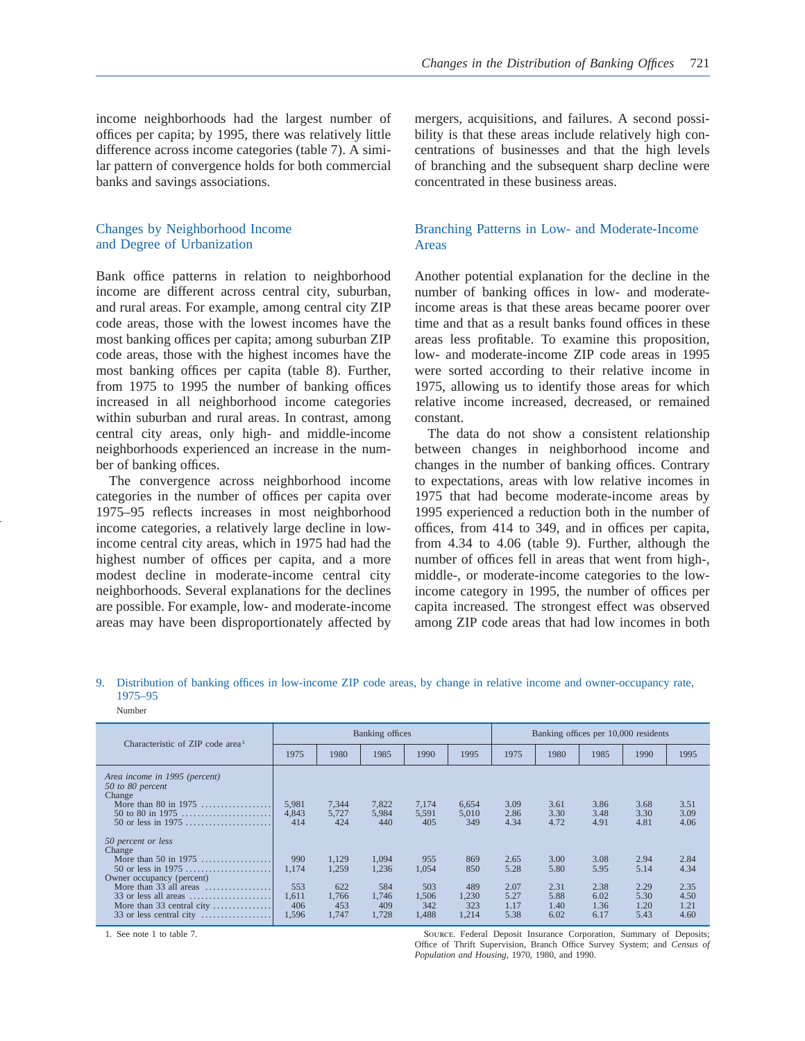income neighborhoods had the largest number of offices per capita; by 1995, there was relatively little difference across income categories (table 7). A similar pattern of convergence holds for both commercial banks and savings associations.

## Changes by Neighborhood Income and Degree of Urbanization

Bank office patterns in relation to neighborhood income are different across central city, suburban, and rural areas. For example, among central city ZIP code areas, those with the lowest incomes have the most banking offices per capita; among suburban ZIP code areas, those with the highest incomes have the most banking offices per capita (table 8). Further, from 1975 to 1995 the number of banking offices increased in all neighborhood income categories within suburban and rural areas. In contrast, among central city areas, only high- and middle-income neighborhoods experienced an increase in the number of banking offices.

The convergence across neighborhood income categories in the number of offices per capita over 1975–95 reflects increases in most neighborhood income categories, a relatively large decline in low-income central city areas, which in 1975 had had the highest number of offices per capita, and a more modest decline in moderate-income central city neighborhoods. Several explanations for the declines are possible. For example, low- and moderate-income areas may have been disproportionately affected by mergers, acquisitions, and failures. A second possibility is that these areas include relatively high concentrations of businesses and that the high levels of branching and the subsequent sharp decline were concentrated in these business areas.

## Branching Patterns in Low- and Moderate-Income Areas

Another potential explanation for the decline in the number of banking offices in low- and moderate-income areas is that these areas became poorer over time and that as a result banks found offices in these areas less profitable. To examine this proposition, low- and moderate-income ZIP code areas in 1995 were sorted according to their relative income in 1975, allowing us to identify those areas for which relative income increased, decreased, or remained constant.

The data do not show a consistent relationship between changes in neighborhood income and changes in the number of banking offices. Contrary to expectations, areas with low relative incomes in 1975 that had become moderate-income areas by 1995 experienced a reduction both in the number of offices, from 414 to 349, and in offices per capita, from 4.34 to 4.06 (table 9). Further, although the number of offices fell in areas that went from high-, middle-, or moderate-income categories to the low-income category in 1995, the number of offices per capita increased. The strongest effect was observed among ZIP code areas that had low incomes in both

9. Distribution of banking offices in low-income ZIP code areas, by change in relative income and owner-occupancy rate, 1975–95

Number

| Characteristic of ZIP code area[1] | Banking offices | | | | | Banking offices per 10,000 residents | | | | |
|---|---|---|---|---|---|---|---|---|---|---|
| | 1975 | 1980 | 1985 | 1990 | 1995 | 1975 | 1980 | 1985 | 1990 | 1995 |
| *Area income in 1995 (percent)* | | | | | | | | | | |
| *50 to 80 percent* | | | | | | | | | | |
| Change | | | | | | | | | | |
| More than 80 in 1975 | 5,981 | 7,344 | 7,822 | 7,174 | 6,654 | 3.09 | 3.61 | 3.86 | 3.68 | 3.51 |
| 50 to 80 in 1975 | 4,843 | 5,727 | 5,984 | 5,591 | 5,010 | 2.86 | 3.30 | 3.48 | 3.30 | 3.09 |
| 50 or less in 1975 | 414 | 424 | 440 | 405 | 349 | 4.34 | 4.72 | 4.91 | 4.81 | 4.06 |
| *50 percent or less* | | | | | | | | | | |
| Change | | | | | | | | | | |
| More than 50 in 1975 | 990 | 1,129 | 1,094 | 955 | 869 | 2.65 | 3.00 | 3.08 | 2.94 | 2.84 |
| 50 or less in 1975 | 1,174 | 1,259 | 1,236 | 1,054 | 850 | 5.28 | 5.80 | 5.95 | 5.14 | 4.34 |
| Owner occupancy (percent) | | | | | | | | | | |
| More than 33 all areas | 553 | 622 | 584 | 503 | 489 | 2.07 | 2.31 | 2.38 | 2.29 | 2.35 |
| 33 or less all areas | 1,611 | 1,766 | 1,746 | 1,506 | 1,230 | 5.27 | 5.88 | 6.02 | 5.30 | 4.50 |
| More than 33 central city | 406 | 453 | 409 | 342 | 323 | 1.17 | 1.40 | 1.36 | 1.20 | 1.21 |
| 33 or less central city | 1,596 | 1,747 | 1,728 | 1,488 | 1,214 | 5.38 | 6.02 | 6.17 | 5.43 | 4.60 |

1. See note 1 to table 7.

Source. Federal Deposit Insurance Corporation, Summary of Deposits; Office of Thrift Supervision, Branch Office Survey System; and *Census of Population and Housing*, 1970, 1980, and 1990.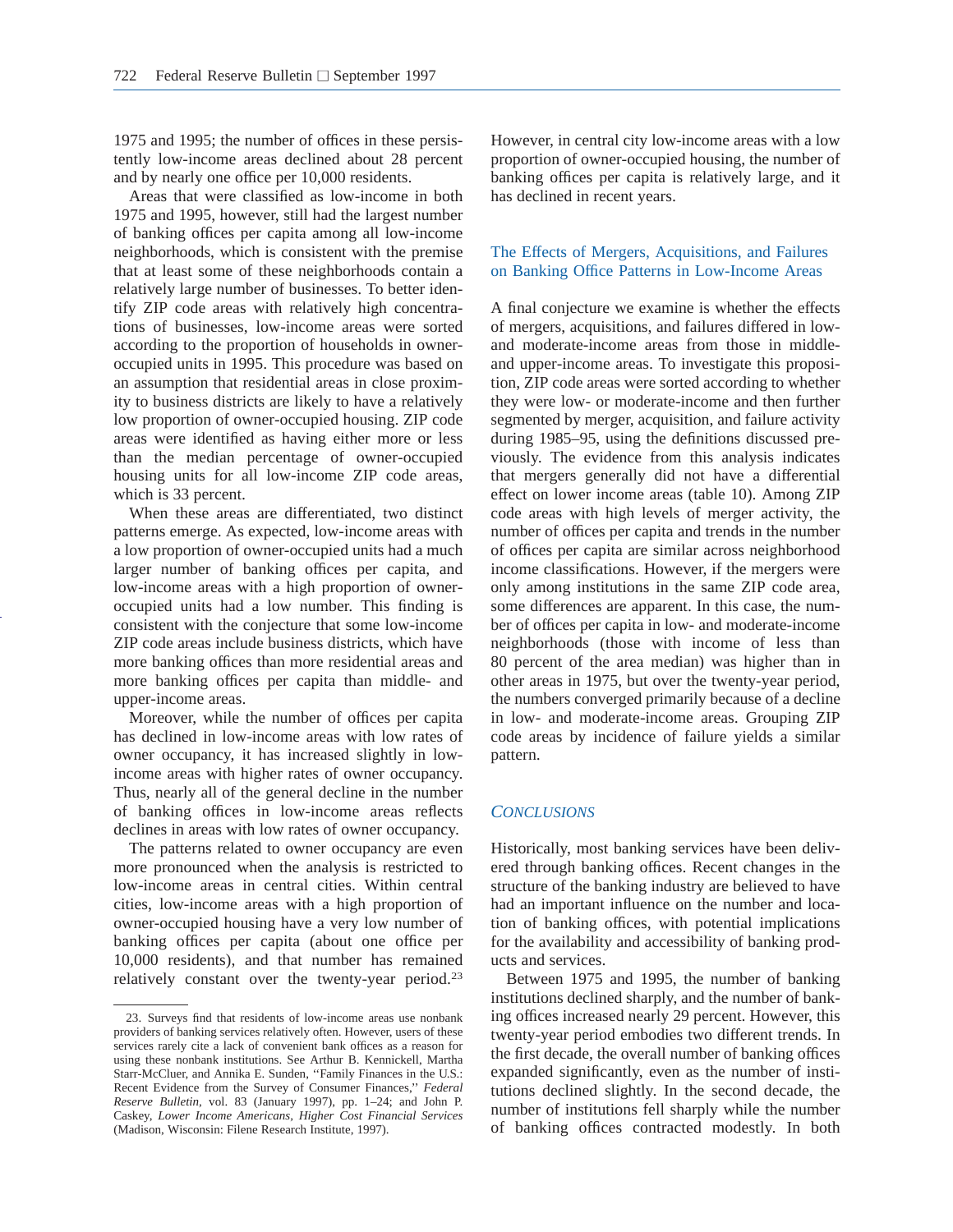1975 and 1995; the number of offices in these persistently low-income areas declined about 28 percent and by nearly one office per 10,000 residents.

Areas that were classified as low-income in both 1975 and 1995, however, still had the largest number of banking offices per capita among all low-income neighborhoods, which is consistent with the premise that at least some of these neighborhoods contain a relatively large number of businesses. To better identify ZIP code areas with relatively high concentrations of businesses, low-income areas were sorted according to the proportion of households in owner-occupied units in 1995. This procedure was based on an assumption that residential areas in close proximity to business districts are likely to have a relatively low proportion of owner-occupied housing. ZIP code areas were identified as having either more or less than the median percentage of owner-occupied housing units for all low-income ZIP code areas, which is 33 percent.

When these areas are differentiated, two distinct patterns emerge. As expected, low-income areas with a low proportion of owner-occupied units had a much larger number of banking offices per capita, and low-income areas with a high proportion of owner-occupied units had a low number. This finding is consistent with the conjecture that some low-income ZIP code areas include business districts, which have more banking offices than more residential areas and more banking offices per capita than middle- and upper-income areas.

Moreover, while the number of offices per capita has declined in low-income areas with low rates of owner occupancy, it has increased slightly in low-income areas with higher rates of owner occupancy. Thus, nearly all of the general decline in the number of banking offices in low-income areas reflects declines in areas with low rates of owner occupancy.

The patterns related to owner occupancy are even more pronounced when the analysis is restricted to low-income areas in central cities. Within central cities, low-income areas with a high proportion of owner-occupied housing have a very low number of banking offices per capita (about one office per 10,000 residents), and that number has remained relatively constant over the twenty-year period.[23] However, in central city low-income areas with a low proportion of owner-occupied housing, the number of banking offices per capita is relatively large, and it has declined in recent years.

### The Effects of Mergers, Acquisitions, and Failures on Banking Office Patterns in Low-Income Areas

A final conjecture we examine is whether the effects of mergers, acquisitions, and failures differed in low- and moderate-income areas from those in middle- and upper-income areas. To investigate this proposition, ZIP code areas were sorted according to whether they were low- or moderate-income and then further segmented by merger, acquisition, and failure activity during 1985–95, using the definitions discussed previously. The evidence from this analysis indicates that mergers generally did not have a differential effect on lower income areas (table 10). Among ZIP code areas with high levels of merger activity, the number of offices per capita and trends in the number of offices per capita are similar across neighborhood income classifications. However, if the mergers were only among institutions in the same ZIP code area, some differences are apparent. In this case, the number of offices per capita in low- and moderate-income neighborhoods (those with income of less than 80 percent of the area median) was higher than in other areas in 1975, but over the twenty-year period, the numbers converged primarily because of a decline in low- and moderate-income areas. Grouping ZIP code areas by incidence of failure yields a similar pattern.

## *Conclusions*

Historically, most banking services have been delivered through banking offices. Recent changes in the structure of the banking industry are believed to have had an important influence on the number and location of banking offices, with potential implications for the availability and accessibility of banking products and services.

Between 1975 and 1995, the number of banking institutions declined sharply, and the number of banking offices increased nearly 29 percent. However, this twenty-year period embodies two different trends. In the first decade, the overall number of banking offices expanded significantly, even as the number of institutions declined slightly. In the second decade, the number of institutions fell sharply while the number of banking offices contracted modestly. In both

---

23. Surveys find that residents of low-income areas use nonbank providers of banking services relatively often. However, users of these services rarely cite a lack of convenient bank offices as a reason for using these nonbank institutions. See Arthur B. Kennickell, Martha Starr-McCluer, and Annika E. Sunden, "Family Finances in the U.S.: Recent Evidence from the Survey of Consumer Finances," *Federal Reserve Bulletin*, vol. 83 (January 1997), pp. 1–24; and John P. Caskey, *Lower Income Americans, Higher Cost Financial Services* (Madison, Wisconsin: Filene Research Institute, 1997).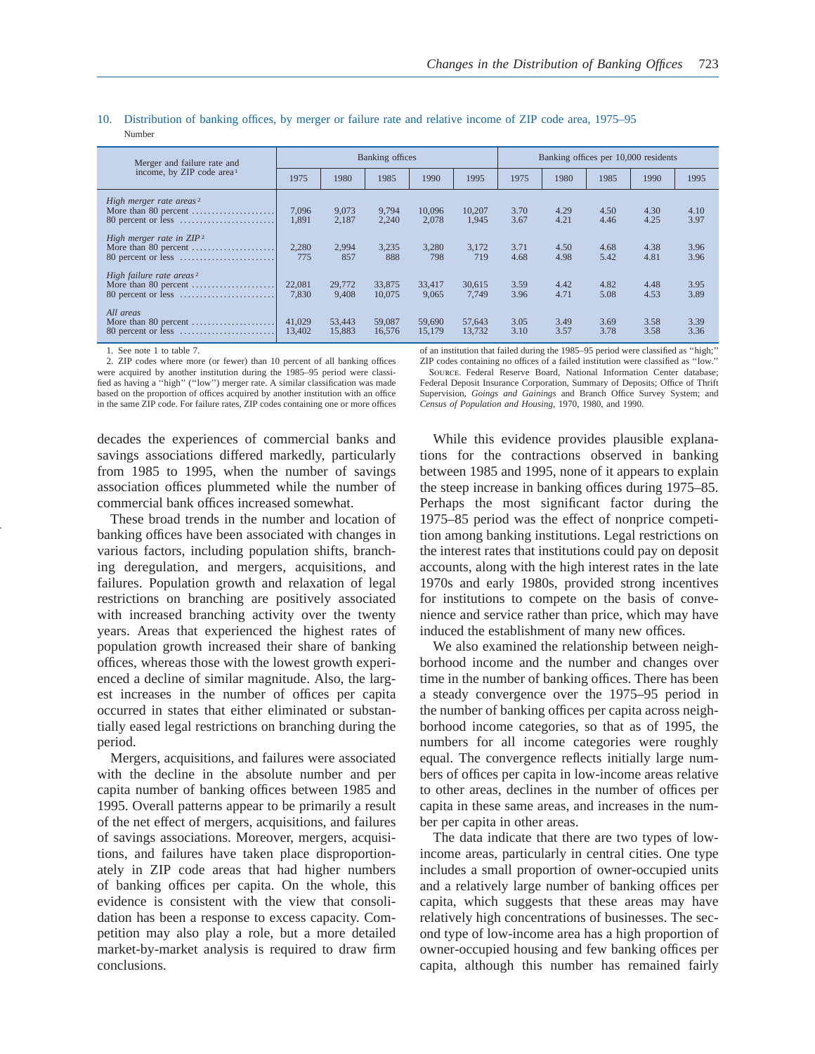10. Distribution of banking offices, by merger or failure rate and relative income of ZIP code area, 1975–95

Number

| Merger and failure rate and income, by ZIP code area[1] | Banking offices | | | | | Banking offices per 10,000 residents | | | | |
|---|---|---|---|---|---|---|---|---|---|---|
| | 1975 | 1980 | 1985 | 1990 | 1995 | 1975 | 1980 | 1985 | 1990 | 1995 |
| *High merger rate areas*[2] | | | | | | | | | | |
| More than 80 percent | 7,096 | 9,073 | 9,794 | 10,096 | 10,207 | 3.70 | 4.29 | 4.50 | 4.30 | 4.10 |
| 80 percent or less | 1,891 | 2,187 | 2,240 | 2,078 | 1,945 | 3.67 | 4.21 | 4.46 | 4.25 | 3.97 |
| *High merger rate in ZIP*[2] | | | | | | | | | | |
| More than 80 percent | 2,280 | 2,994 | 3,235 | 3,280 | 3,172 | 3.71 | 4.50 | 4.68 | 4.38 | 3.96 |
| 80 percent or less | 775 | 857 | 888 | 798 | 719 | 4.68 | 4.98 | 5.42 | 4.81 | 3.96 |
| *High failure rate areas*[2] | | | | | | | | | | |
| More than 80 percent | 22,081 | 29,772 | 33,875 | 33,417 | 30,615 | 3.59 | 4.42 | 4.82 | 4.48 | 3.95 |
| 80 percent or less | 7,830 | 9,408 | 10,075 | 9,065 | 7,749 | 3.96 | 4.71 | 5.08 | 4.53 | 3.89 |
| *All areas* | | | | | | | | | | |
| More than 80 percent | 41,029 | 53,443 | 59,087 | 59,690 | 57,643 | 3.05 | 3.49 | 3.69 | 3.58 | 3.39 |
| 80 percent or less | 13,402 | 15,883 | 16,576 | 15,179 | 13,732 | 3.10 | 3.57 | 3.78 | 3.58 | 3.36 |

1. See note 1 to table 7.

2. ZIP codes where more (or fewer) than 10 percent of all banking offices were acquired by another institution during the 1985–95 period were classified as having a "high" ("low") merger rate. A similar classification was made based on the proportion of offices acquired by another institution with an office in the same ZIP code. For failure rates, ZIP codes containing one or more offices of an institution that failed during the 1985–95 period were classified as "high;" ZIP codes containing no offices of a failed institution were classified as "low."

SOURCE. Federal Reserve Board, National Information Center database; Federal Deposit Insurance Corporation, Summary of Deposits; Office of Thrift Supervision, *Goings and Gainings* and Branch Office Survey System; and *Census of Population and Housing,* 1970, 1980, and 1990.

decades the experiences of commercial banks and savings associations differed markedly, particularly from 1985 to 1995, when the number of savings association offices plummeted while the number of commercial bank offices increased somewhat.

These broad trends in the number and location of banking offices have been associated with changes in various factors, including population shifts, branching deregulation, and mergers, acquisitions, and failures. Population growth and relaxation of legal restrictions on branching are positively associated with increased branching activity over the twenty years. Areas that experienced the highest rates of population growth increased their share of banking offices, whereas those with the lowest growth experienced a decline of similar magnitude. Also, the largest increases in the number of offices per capita occurred in states that either eliminated or substantially eased legal restrictions on branching during the period.

Mergers, acquisitions, and failures were associated with the decline in the absolute number and per capita number of banking offices between 1985 and 1995. Overall patterns appear to be primarily a result of the net effect of mergers, acquisitions, and failures of savings associations. Moreover, mergers, acquisitions, and failures have taken place disproportionately in ZIP code areas that had higher numbers of banking offices per capita. On the whole, this evidence is consistent with the view that consolidation has been a response to excess capacity. Competition may also play a role, but a more detailed market-by-market analysis is required to draw firm conclusions.

While this evidence provides plausible explanations for the contractions observed in banking between 1985 and 1995, none of it appears to explain the steep increase in banking offices during 1975–85. Perhaps the most significant factor during the 1975–85 period was the effect of nonprice competition among banking institutions. Legal restrictions on the interest rates that institutions could pay on deposit accounts, along with the high interest rates in the late 1970s and early 1980s, provided strong incentives for institutions to compete on the basis of convenience and service rather than price, which may have induced the establishment of many new offices.

We also examined the relationship between neighborhood income and the number and changes over time in the number of banking offices. There has been a steady convergence over the 1975–95 period in the number of banking offices per capita across neighborhood income categories, so that as of 1995, the numbers for all income categories were roughly equal. The convergence reflects initially large numbers of offices per capita in low-income areas relative to other areas, declines in the number of offices per capita in these same areas, and increases in the number per capita in other areas.

The data indicate that there are two types of low-income areas, particularly in central cities. One type includes a small proportion of owner-occupied units and a relatively large number of banking offices per capita, which suggests that these areas may have relatively high concentrations of businesses. The second type of low-income area has a high proportion of owner-occupied housing and few banking offices per capita, although this number has remained fairly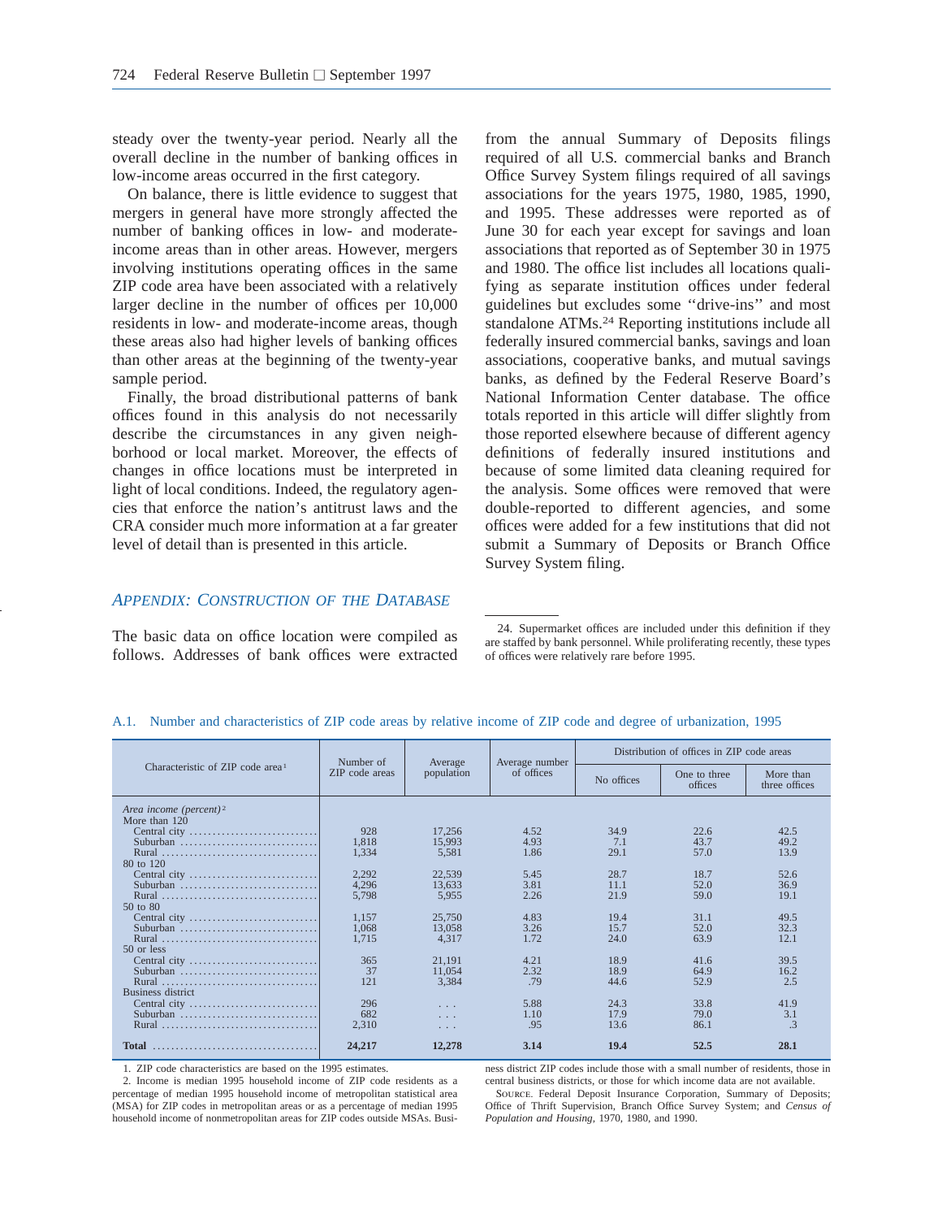steady over the twenty-year period. Nearly all the overall decline in the number of banking offices in low-income areas occurred in the first category.

On balance, there is little evidence to suggest that mergers in general have more strongly affected the number of banking offices in low- and moderate-income areas than in other areas. However, mergers involving institutions operating offices in the same ZIP code area have been associated with a relatively larger decline in the number of offices per 10,000 residents in low- and moderate-income areas, though these areas also had higher levels of banking offices than other areas at the beginning of the twenty-year sample period.

Finally, the broad distributional patterns of bank offices found in this analysis do not necessarily describe the circumstances in any given neighborhood or local market. Moreover, the effects of changes in office locations must be interpreted in light of local conditions. Indeed, the regulatory agencies that enforce the nation's antitrust laws and the CRA consider much more information at a far greater level of detail than is presented in this article.

## *Appendix: Construction of the Database*

The basic data on office location were compiled as follows. Addresses of bank offices were extracted from the annual Summary of Deposits filings required of all U.S. commercial banks and Branch Office Survey System filings required of all savings associations for the years 1975, 1980, 1985, 1990, and 1995. These addresses were reported as of June 30 for each year except for savings and loan associations that reported as of September 30 in 1975 and 1980. The office list includes all locations qualifying as separate institution offices under federal guidelines but excludes some "drive-ins" and most standalone ATMs.[24] Reporting institutions include all federally insured commercial banks, savings and loan associations, cooperative banks, and mutual savings banks, as defined by the Federal Reserve Board's National Information Center database. The office totals reported in this article will differ slightly from those reported elsewhere because of different agency definitions of federally insured institutions and because of some limited data cleaning required for the analysis. Some offices were removed that were double-reported to different agencies, and some offices were added for a few institutions that did not submit a Summary of Deposits or Branch Office Survey System filing.

24. Supermarket offices are included under this definition if they are staffed by bank personnel. While proliferating recently, these types of offices were relatively rare before 1995.

A.1. Number and characteristics of ZIP code areas by relative income of ZIP code and degree of urbanization, 1995

| Characteristic of ZIP code area[1] | Number of ZIP code areas | Average population | Average number of offices | Distribution of offices in ZIP code areas | | |
|---|---|---|---|---|---|---|
| | | | | No offices | One to three offices | More than three offices |
| *Area income (percent)*[2] | | | | | | |
| More than 120 | | | | | | |
| Central city | 928 | 17,256 | 4.52 | 34.9 | 22.6 | 42.5 |
| Suburban | 1,818 | 15,993 | 4.93 | 7.1 | 43.7 | 49.2 |
| Rural | 1,334 | 5,581 | 1.86 | 29.1 | 57.0 | 13.9 |
| 80 to 120 | | | | | | |
| Central city | 2,292 | 22,539 | 5.45 | 28.7 | 18.7 | 52.6 |
| Suburban | 4,296 | 13,633 | 3.81 | 11.1 | 52.0 | 36.9 |
| Rural | 5,798 | 5,955 | 2.26 | 21.9 | 59.0 | 19.1 |
| 50 to 80 | | | | | | |
| Central city | 1,157 | 25,750 | 4.83 | 19.4 | 31.1 | 49.5 |
| Suburban | 1,068 | 13,058 | 3.26 | 15.7 | 52.0 | 32.3 |
| Rural | 1,715 | 4,317 | 1.72 | 24.0 | 63.9 | 12.1 |
| 50 or less | | | | | | |
| Central city | 365 | 21,191 | 4.21 | 18.9 | 41.6 | 39.5 |
| Suburban | 37 | 11,054 | 2.32 | 18.9 | 64.9 | 16.2 |
| Rural | 121 | 3,384 | .79 | 44.6 | 52.9 | 2.5 |
| Business district | | | | | | |
| Central city | 296 | . . . | 5.88 | 24.3 | 33.8 | 41.9 |
| Suburban | 682 | . . . | 1.10 | 17.9 | 79.0 | 3.1 |
| Rural | 2,310 | . . . | .95 | 13.6 | 86.1 | .3 |
| **Total** | **24,217** | **12,278** | **3.14** | **19.4** | **52.5** | **28.1** |

1. ZIP code characteristics are based on the 1995 estimates.

2. Income is median 1995 household income of ZIP code residents as a percentage of median 1995 household income of metropolitan statistical area (MSA) for ZIP codes in metropolitan areas or as a percentage of median 1995 household income of nonmetropolitan areas for ZIP codes outside MSAs. Business district ZIP codes include those with a small number of residents, those in central business districts, or those for which income data are not available.

Source. Federal Deposit Insurance Corporation, Summary of Deposits; Office of Thrift Supervision, Branch Office Survey System; and *Census of Population and Housing*, 1970, 1980, and 1990.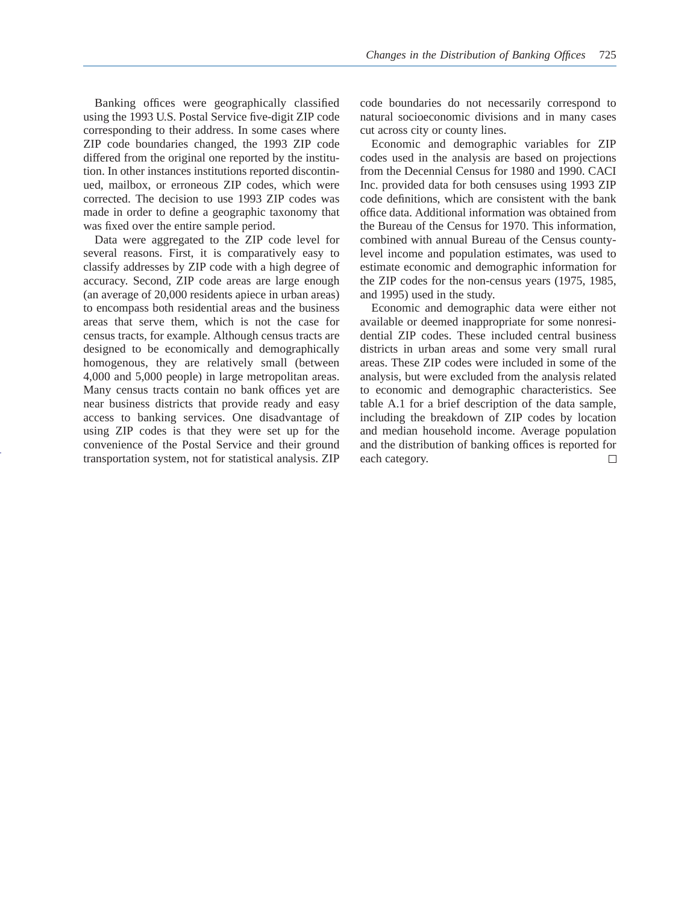Banking offices were geographically classified using the 1993 U.S. Postal Service five-digit ZIP code corresponding to their address. In some cases where ZIP code boundaries changed, the 1993 ZIP code differed from the original one reported by the institution. In other instances institutions reported discontinued, mailbox, or erroneous ZIP codes, which were corrected. The decision to use 1993 ZIP codes was made in order to define a geographic taxonomy that was fixed over the entire sample period.

Data were aggregated to the ZIP code level for several reasons. First, it is comparatively easy to classify addresses by ZIP code with a high degree of accuracy. Second, ZIP code areas are large enough (an average of 20,000 residents apiece in urban areas) to encompass both residential areas and the business areas that serve them, which is not the case for census tracts, for example. Although census tracts are designed to be economically and demographically homogenous, they are relatively small (between 4,000 and 5,000 people) in large metropolitan areas. Many census tracts contain no bank offices yet are near business districts that provide ready and easy access to banking services. One disadvantage of using ZIP codes is that they were set up for the convenience of the Postal Service and their ground transportation system, not for statistical analysis. ZIP code boundaries do not necessarily correspond to natural socioeconomic divisions and in many cases cut across city or county lines.

Economic and demographic variables for ZIP codes used in the analysis are based on projections from the Decennial Census for 1980 and 1990. CACI Inc. provided data for both censuses using 1993 ZIP code definitions, which are consistent with the bank office data. Additional information was obtained from the Bureau of the Census for 1970. This information, combined with annual Bureau of the Census county-level income and population estimates, was used to estimate economic and demographic information for the ZIP codes for the non-census years (1975, 1985, and 1995) used in the study.

Economic and demographic data were either not available or deemed inappropriate for some nonresidential ZIP codes. These included central business districts in urban areas and some very small rural areas. These ZIP codes were included in some of the analysis, but were excluded from the analysis related to economic and demographic characteristics. See table A.1 for a brief description of the data sample, including the breakdown of ZIP codes by location and median household income. Average population and the distribution of banking offices is reported for each category. □